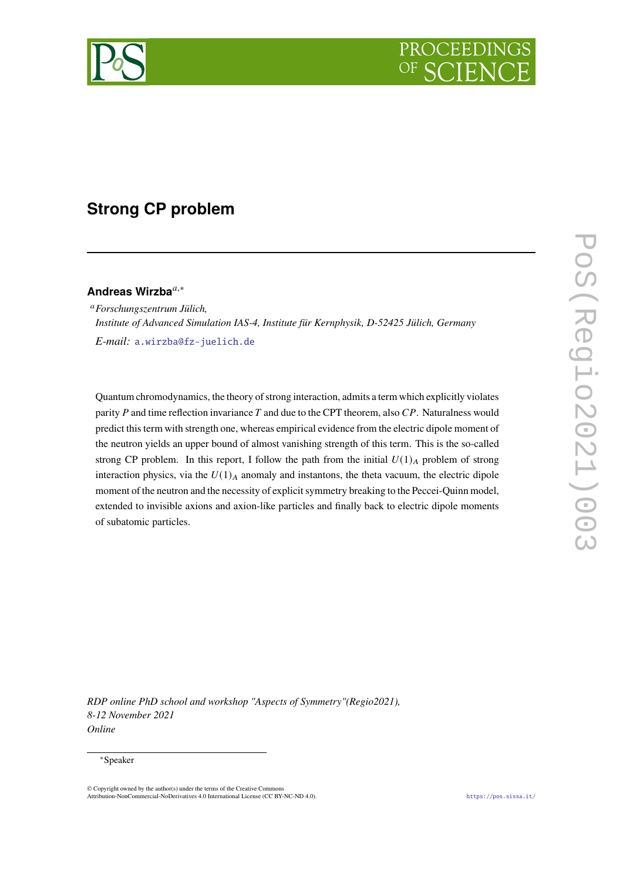# Strong CP problem

**Andreas Wirzba**[a,*]

[a] *Forschungszentrum Jülich, Institute of Advanced Simulation IAS-4, Institute für Kernphysik, D-52425 Jülich, Germany*

*E-mail:* a.wirzba@fz-juelich.de

Quantum chromodynamics, the theory of strong interaction, admits a term which explicitly violates parity $P$ and time reflection invariance $T$ and due to the CPT theorem, also $CP$. Naturalness would predict this term with strength one, whereas empirical evidence from the electric dipole moment of the neutron yields an upper bound of almost vanishing strength of this term. This is the so-called strong CP problem. In this report, I follow the path from the initial $U(1)_A$ problem of strong interaction physics, via the $U(1)_A$ anomaly and instantons, the theta vacuum, the electric dipole moment of the neutron and the necessity of explicit symmetry breaking to the Peccei-Quinn model, extended to invisible axions and axion-like particles and finally back to electric dipole moments of subatomic particles.

*RDP online PhD school and workshop "Aspects of Symmetry"(Regio2021), 8-12 November 2021 Online*

[*] Speaker

© Copyright owned by the author(s) under the terms of the Creative Commons Attribution-NonCommercial-NoDerivatives 4.0 International License (CC BY-NC-ND 4.0).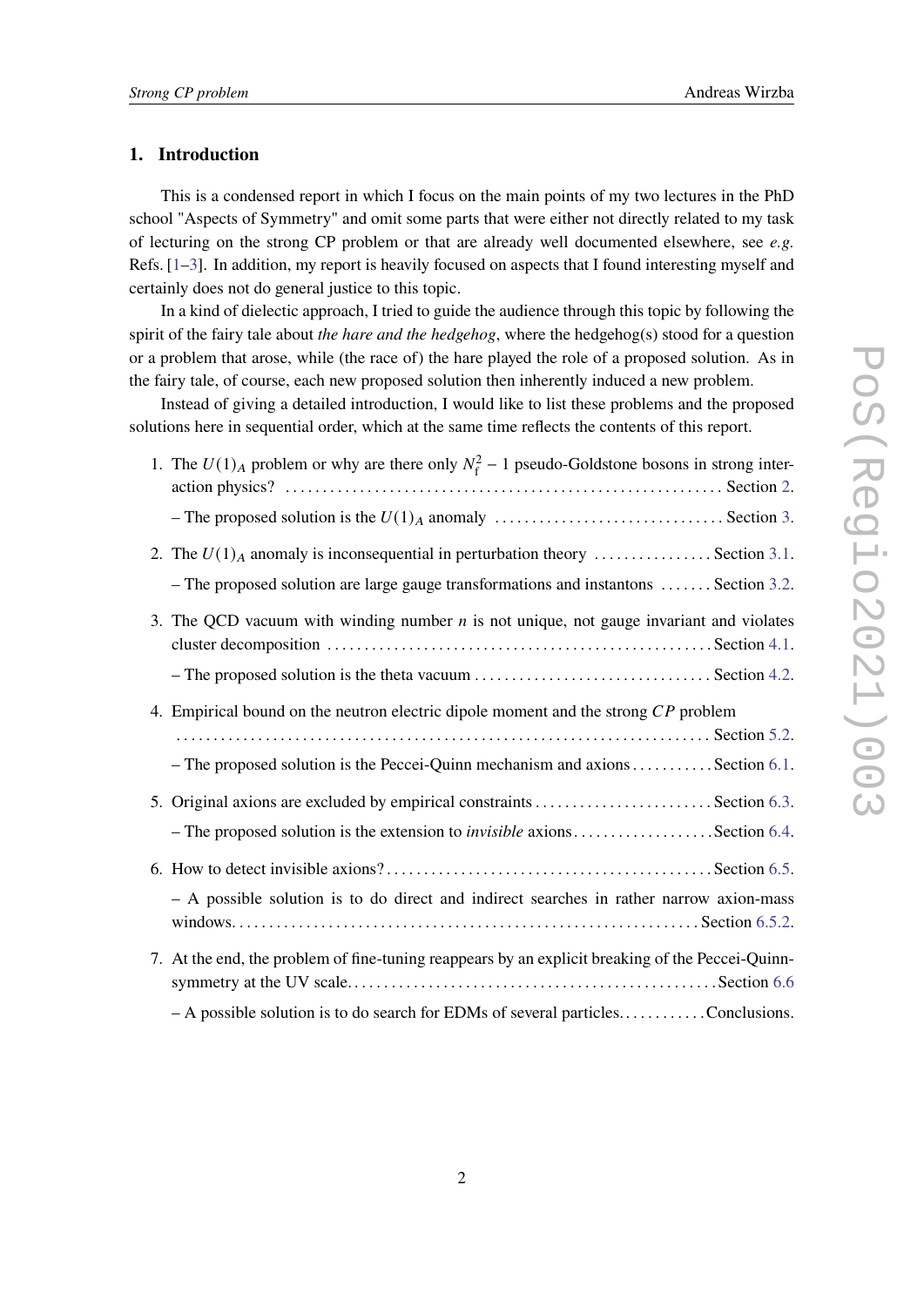## 1. Introduction

This is a condensed report in which I focus on the main points of my two lectures in the PhD school "Aspects of Symmetry" and omit some parts that were either not directly related to my task of lecturing on the strong CP problem or that are already well documented elsewhere, see *e.g.* Refs. [1–3]. In addition, my report is heavily focused on aspects that I found interesting myself and certainly does not do general justice to this topic.

In a kind of dielectic approach, I tried to guide the audience through this topic by following the spirit of the fairy tale about *the hare and the hedgehog*, where the hedgehog(s) stood for a question or a problem that arose, while (the race of) the hare played the role of a proposed solution. As in the fairy tale, of course, each new proposed solution then inherently induced a new problem.

Instead of giving a detailed introduction, I would like to list these problems and the proposed solutions here in sequential order, which at the same time reflects the contents of this report.

1. The $U(1)_A$ problem or why are there only $N_f^2 - 1$ pseudo-Goldstone bosons in strong interaction physics? .......... Section 2.

   – The proposed solution is the $U(1)_A$ anomaly .......... Section 3.

2. The $U(1)_A$ anomaly is inconsequential in perturbation theory .......... Section 3.1.

   – The proposed solution are large gauge transformations and instantons .......... Section 3.2.

3. The QCD vacuum with winding number $n$ is not unique, not gauge invariant and violates cluster decomposition .......... Section 4.1.

   – The proposed solution is the theta vacuum .......... Section 4.2.

4. Empirical bound on the neutron electric dipole moment and the strong $CP$ problem .......... Section 5.2.

   – The proposed solution is the Peccei-Quinn mechanism and axions .......... Section 6.1.

5. Original axions are excluded by empirical constraints .......... Section 6.3.

   – The proposed solution is the extension to *invisible* axions .......... Section 6.4.

6. How to detect invisible axions? .......... Section 6.5.

   – A possible solution is to do direct and indirect searches in rather narrow axion-mass windows. .......... Section 6.5.2.

7. At the end, the problem of fine-tuning reappears by an explicit breaking of the Peccei-Quinn-symmetry at the UV scale. .......... Section 6.6

   – A possible solution is to do search for EDMs of several particles. .......... Conclusions.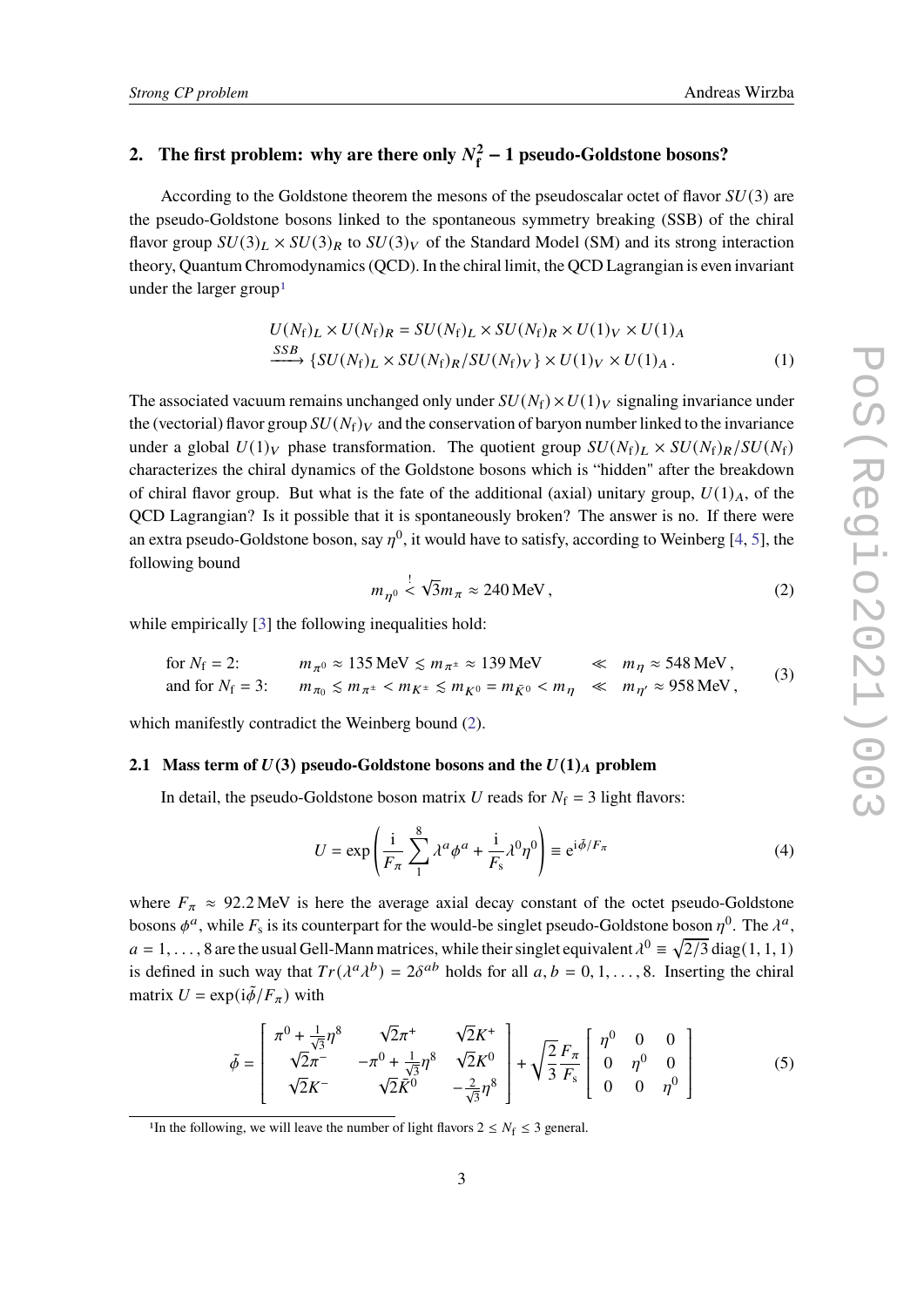## 2. The first problem: why are there only $N_\mathrm{f}^2 - 1$ pseudo-Goldstone bosons?

According to the Goldstone theorem the mesons of the pseudoscalar octet of flavor $SU(3)$ are the pseudo-Goldstone bosons linked to the spontaneous symmetry breaking (SSB) of the chiral flavor group $SU(3)_L \times SU(3)_R$ to $SU(3)_V$ of the Standard Model (SM) and its strong interaction theory, Quantum Chromodynamics (QCD). In the chiral limit, the QCD Lagrangian is even invariant under the larger group[1]

$$
\begin{aligned}
&U(N_\mathrm{f})_L \times U(N_\mathrm{f})_R = SU(N_\mathrm{f})_L \times SU(N_\mathrm{f})_R \times U(1)_V \times U(1)_A \\
&\xrightarrow{SSB} \{SU(N_\mathrm{f})_L \times SU(N_\mathrm{f})_R / SU(N_\mathrm{f})_V\} \times U(1)_V \times U(1)_A\,. 
\end{aligned} \tag{1}
$$

The associated vacuum remains unchanged only under $SU(N_\mathrm{f}) \times U(1)_V$ signaling invariance under the (vectorial) flavor group $SU(N_\mathrm{f})_V$ and the conservation of baryon number linked to the invariance under a global $U(1)_V$ phase transformation. The quotient group $SU(N_\mathrm{f})_L \times SU(N_\mathrm{f})_R / SU(N_\mathrm{f})$ characterizes the chiral dynamics of the Goldstone bosons which is "hidden" after the breakdown of chiral flavor group. But what is the fate of the additional (axial) unitary group, $U(1)_A$, of the QCD Lagrangian? Is it possible that it is spontaneously broken? The answer is no. If there were an extra pseudo-Goldstone boson, say $\eta^0$, it would have to satisfy, according to Weinberg [4, 5], the following bound

$$
m_{\eta^0} \overset{!}{<} \sqrt{3} m_\pi \approx 240\,\mathrm{MeV}\,, \tag{2}
$$

while empirically [3] the following inequalities hold:

$$
\begin{array}{llll}
\text{for } N_\mathrm{f} = 2: & m_{\pi^0} \approx 135\,\mathrm{MeV} \lesssim m_{\pi^\pm} \approx 139\,\mathrm{MeV} & \ll & m_\eta \approx 548\,\mathrm{MeV}\,, \\
\text{and for } N_\mathrm{f} = 3: & m_{\pi_0} \lesssim m_{\pi^\pm} < m_{K^\pm} \lesssim m_{K^0} = m_{\bar{K}^0} < m_\eta & \ll & m_{\eta'} \approx 958\,\mathrm{MeV}\,,
\end{array} \tag{3}
$$

which manifestly contradict the Weinberg bound (2).

### 2.1 Mass term of $U(3)$ pseudo-Goldstone bosons and the $U(1)_A$ problem

In detail, the pseudo-Goldstone boson matrix $U$ reads for $N_\mathrm{f} = 3$ light flavors:

$$
U = \exp\left( \frac{\mathrm{i}}{F_\pi} \sum_1^8 \lambda^a \phi^a + \frac{\mathrm{i}}{F_\mathrm{s}} \lambda^0 \eta^0 \right) \equiv \mathrm{e}^{\mathrm{i}\tilde{\phi}/F_\pi} \tag{4}
$$

where $F_\pi \approx 92.2\,\mathrm{MeV}$ is here the average axial decay constant of the octet pseudo-Goldstone bosons $\phi^a$, while $F_\mathrm{s}$ is its counterpart for the would-be singlet pseudo-Goldstone boson $\eta^0$. The $\lambda^a$, $a = 1, \ldots, 8$ are the usual Gell-Mann matrices, while their singlet equivalent $\lambda^0 \equiv \sqrt{2/3}\,\mathrm{diag}(1,1,1)$ is defined in such way that $Tr(\lambda^a \lambda^b) = 2\delta^{ab}$ holds for all $a, b = 0, 1, \ldots, 8$. Inserting the chiral matrix $U = \exp(\mathrm{i}\tilde{\phi}/F_\pi)$ with

$$
\tilde{\phi} = \begin{bmatrix} \pi^0 + \frac{1}{\sqrt{3}}\eta^8 & \sqrt{2}\pi^+ & \sqrt{2}K^+ \\ \sqrt{2}\pi^- & -\pi^0 + \frac{1}{\sqrt{3}}\eta^8 & \sqrt{2}K^0 \\ \sqrt{2}K^- & \sqrt{2}\bar{K}^0 & -\frac{2}{\sqrt{3}}\eta^8 \end{bmatrix} + \sqrt{\frac{2}{3}} \frac{F_\pi}{F_\mathrm{s}} \begin{bmatrix} \eta^0 & 0 & 0 \\ 0 & \eta^0 & 0 \\ 0 & 0 & \eta^0 \end{bmatrix} \tag{5}
$$

[1] In the following, we will leave the number of light flavors $2 \le N_\mathrm{f} \le 3$ general.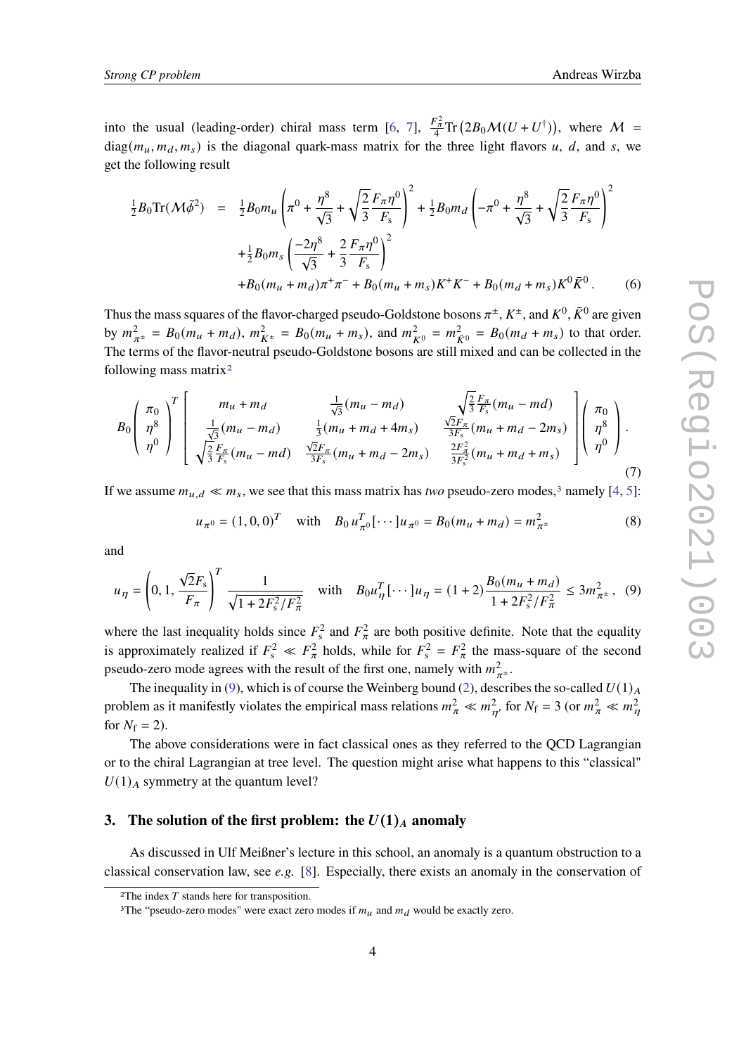into the usual (leading-order) chiral mass term [6, 7], $\frac{F_\pi^2}{4}\mathrm{Tr}\left(2B_0\mathcal{M}(U+U^\dagger)\right)$, where $\mathcal{M} = \mathrm{diag}(m_u, m_d, m_s)$ is the diagonal quark-mass matrix for the three light flavors $u$, $d$, and $s$, we get the following result

$$
\begin{aligned}
\tfrac{1}{2}B_0\mathrm{Tr}(\mathcal{M}\tilde{\phi}^2) \;=\;& \tfrac{1}{2}B_0 m_u\left(\pi^0+\frac{\eta^8}{\sqrt{3}}+\sqrt{\frac{2}{3}}\frac{F_\pi\eta^0}{F_\mathrm{s}}\right)^2+\tfrac{1}{2}B_0 m_d\left(-\pi^0+\frac{\eta^8}{\sqrt{3}}+\sqrt{\frac{2}{3}}\frac{F_\pi\eta^0}{F_\mathrm{s}}\right)^2\\
&+\tfrac{1}{2}B_0 m_s\left(\frac{-2\eta^8}{\sqrt{3}}+\frac{2}{3}\frac{F_\pi\eta^0}{F_\mathrm{s}}\right)^2\\
&+B_0(m_u+m_d)\pi^+\pi^-+B_0(m_u+m_s)K^+K^-+B_0(m_d+m_s)K^0\bar{K}^0\,. \qquad (6)
\end{aligned}
$$

Thus the mass squares of the flavor-charged pseudo-Goldstone bosons $\pi^\pm$, $K^\pm$, and $K^0, \bar{K}^0$ are given by $m^2_{\pi^\pm} = B_0(m_u+m_d)$, $m^2_{K^\pm} = B_0(m_u+m_s)$, and $m^2_{K^0} = m^2_{\bar{K}^0} = B_0(m_d+m_s)$ to that order. The terms of the flavor-neutral pseudo-Goldstone bosons are still mixed and can be collected in the following mass matrix[2]

$$
B_0\begin{pmatrix}\pi_0\\ \eta^8\\ \eta^0\end{pmatrix}^T
\begin{bmatrix}
m_u+m_d & \frac{1}{\sqrt{3}}(m_u-m_d) & \sqrt{\frac{2}{3}}\frac{F_\pi}{F_\mathrm{s}}(m_u-md)\\
\frac{1}{\sqrt{3}}(m_u-m_d) & \frac{1}{3}(m_u+m_d+4m_s) & \frac{\sqrt{2}F_\pi}{3F_\mathrm{s}}(m_u+m_d-2m_s)\\
\sqrt{\frac{2}{3}}\frac{F_\pi}{F_\mathrm{s}}(m_u-md) & \frac{\sqrt{2}F_\pi}{3F_\mathrm{s}}(m_u+m_d-2m_s) & \frac{2F_\pi^2}{3F_\mathrm{s}^2}(m_u+m_d+m_s)
\end{bmatrix}
\begin{pmatrix}\pi_0\\ \eta^8\\ \eta^0\end{pmatrix}. \qquad (7)
$$

If we assume $m_{u,d} \ll m_s$, we see that this mass matrix has *two* pseudo-zero modes,[3] namely [4, 5]:

$$
u_{\pi^0} = (1,0,0)^T \quad \text{with} \quad B_0\, u^T_{\pi^0}[\cdots]u_{\pi^0} = B_0(m_u+m_d) = m^2_{\pi^\pm} \qquad (8)
$$

and

$$
u_\eta = \left(0, 1, \frac{\sqrt{2}F_\mathrm{s}}{F_\pi}\right)^T \frac{1}{\sqrt{1+2F_\mathrm{s}^2/F_\pi^2}} \quad \text{with} \quad B_0 u_\eta^T[\cdots]u_\eta = (1+2)\frac{B_0(m_u+m_d)}{1+2F_\mathrm{s}^2/F_\pi^2} \le 3m^2_{\pi^\pm}\,, \qquad (9)
$$

where the last inequality holds since $F_\mathrm{s}^2$ and $F_\pi^2$ are both positive definite. Note that the equality is approximately realized if $F_\mathrm{s}^2 \ll F_\pi^2$ holds, while for $F_\mathrm{s}^2 = F_\pi^2$ the mass-square of the second pseudo-zero mode agrees with the result of the first one, namely with $m^2_{\pi^\pm}$.

The inequality in (9), which is of course the Weinberg bound (2), describes the so-called $U(1)_A$ problem as it manifestly violates the empirical mass relations $m_\pi^2 \ll m^2_{\eta'}$ for $N_\mathrm{f} = 3$ (or $m_\pi^2 \ll m_\eta^2$ for $N_\mathrm{f} = 2$).

The above considerations were in fact classical ones as they referred to the QCD Lagrangian or to the chiral Lagrangian at tree level. The question might arise what happens to this "classical" $U(1)_A$ symmetry at the quantum level?

## 3. The solution of the first problem: the $U(1)_A$ anomaly

As discussed in Ulf Meißner's lecture in this school, an anomaly is a quantum obstruction to a classical conservation law, see *e.g.* [8]. Especially, there exists an anomaly in the conservation of

[2] The index $T$ stands here for transposition.

[3] The "pseudo-zero modes" were exact zero modes if $m_u$ and $m_d$ would be exactly zero.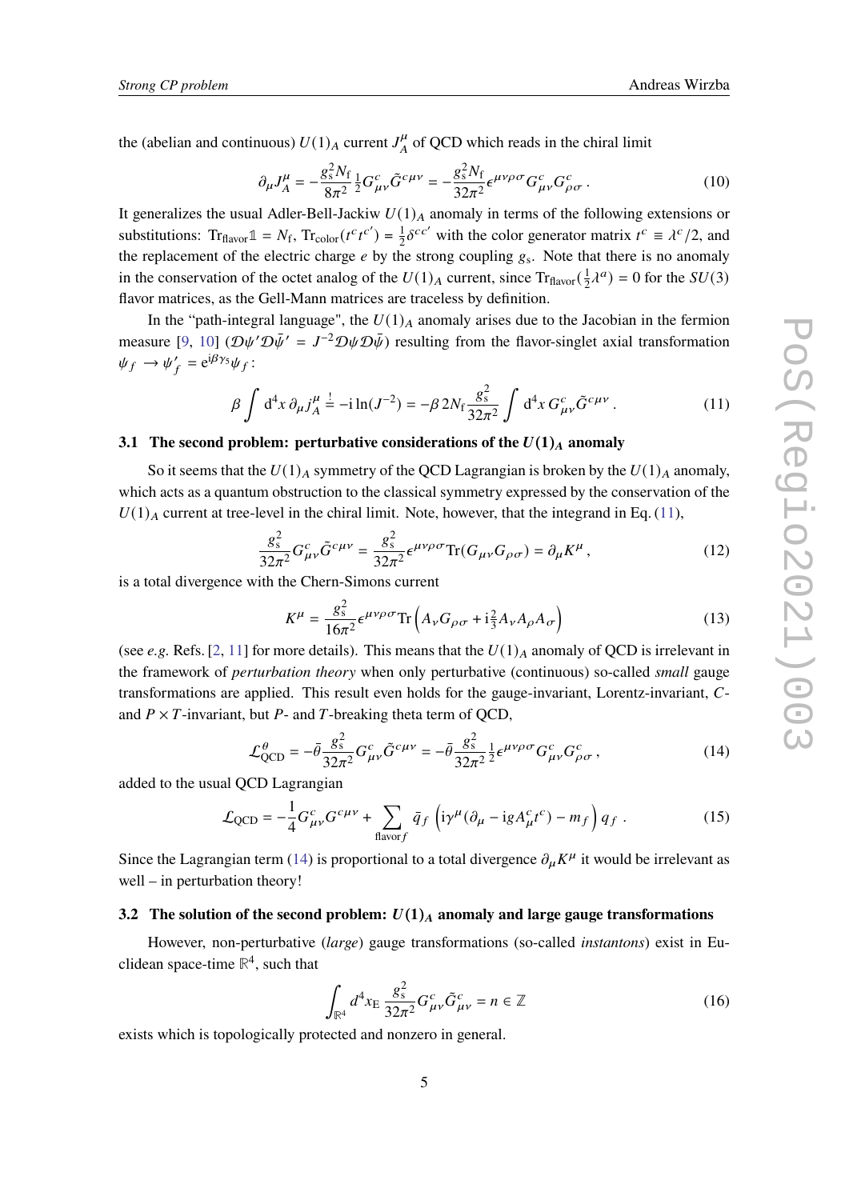the (abelian and continuous) $U(1)_A$ current $J_A^\mu$ of QCD which reads in the chiral limit

$$\partial_\mu J_A^\mu = -\frac{g_s^2 N_f}{8\pi^2}\tfrac{1}{2} G^c_{\mu\nu}\tilde{G}^{c\mu\nu} = -\frac{g_s^2 N_f}{32\pi^2}\epsilon^{\mu\nu\rho\sigma} G^c_{\mu\nu} G^c_{\rho\sigma}\,. \tag{10}$$

It generalizes the usual Adler-Bell-Jackiw $U(1)_A$ anomaly in terms of the following extensions or substitutions: $\mathrm{Tr}_{\mathrm{flavor}}\mathbb{1} = N_f$, $\mathrm{Tr}_{\mathrm{color}}(t^c t^{c'}) = \frac{1}{2}\delta^{cc'}$ with the color generator matrix $t^c \equiv \lambda^c/2$, and the replacement of the electric charge $e$ by the strong coupling $g_s$. Note that there is no anomaly in the conservation of the octet analog of the $U(1)_A$ current, since $\mathrm{Tr}_{\mathrm{flavor}}(\frac{1}{2}\lambda^a) = 0$ for the $SU(3)$ flavor matrices, as the Gell-Mann matrices are traceless by definition.

In the "path-integral language", the $U(1)_A$ anomaly arises due to the Jacobian in the fermion measure [9, 10] ($\mathcal{D}\psi'\mathcal{D}\bar{\psi}' = J^{-2}\mathcal{D}\psi\mathcal{D}\bar{\psi}$) resulting from the flavor-singlet axial transformation $\psi_f \to \psi_f' = e^{i\beta\gamma_5}\psi_f$:

$$\beta \int d^4x\, \partial_\mu j_A^\mu \stackrel{!}{=} -i\ln(J^{-2}) = -\beta\, 2N_f \frac{g_s^2}{32\pi^2}\int d^4x\, G^c_{\mu\nu}\tilde{G}^{c\mu\nu}\,. \tag{11}$$

### 3.1 The second problem: perturbative considerations of the $U(1)_A$ anomaly

So it seems that the $U(1)_A$ symmetry of the QCD Lagrangian is broken by the $U(1)_A$ anomaly, which acts as a quantum obstruction to the classical symmetry expressed by the conservation of the $U(1)_A$ current at tree-level in the chiral limit. Note, however, that the integrand in Eq. (11),

$$\frac{g_s^2}{32\pi^2} G^c_{\mu\nu}\tilde{G}^{c\mu\nu} = \frac{g_s^2}{32\pi^2}\epsilon^{\mu\nu\rho\sigma}\mathrm{Tr}(G_{\mu\nu}G_{\rho\sigma}) = \partial_\mu K^\mu\,, \tag{12}$$

is a total divergence with the Chern-Simons current

$$K^\mu = \frac{g_s^2}{16\pi^2}\epsilon^{\mu\nu\rho\sigma}\mathrm{Tr}\left(A_\nu G_{\rho\sigma} + i\tfrac{2}{3}A_\nu A_\rho A_\sigma\right) \tag{13}$$

(see *e.g.* Refs. [2, 11] for more details). This means that the $U(1)_A$ anomaly of QCD is irrelevant in the framework of *perturbation theory* when only perturbative (continuous) so-called *small* gauge transformations are applied. This result even holds for the gauge-invariant, Lorentz-invariant, $C$- and $P\times T$-invariant, but $P$- and $T$-breaking theta term of QCD,

$$\mathcal{L}^\theta_{\mathrm{QCD}} = -\bar{\theta}\frac{g_s^2}{32\pi^2} G^c_{\mu\nu}\tilde{G}^{c\mu\nu} = -\bar{\theta}\frac{g_s^2}{32\pi^2}\tfrac{1}{2}\epsilon^{\mu\nu\rho\sigma} G^c_{\mu\nu}G^c_{\rho\sigma}\,, \tag{14}$$

added to the usual QCD Lagrangian

$$\mathcal{L}_{\mathrm{QCD}} = -\frac{1}{4}G^c_{\mu\nu}G^{c\mu\nu} + \sum_{\mathrm{flavor}\,f}\bar{q}_f\left(i\gamma^\mu(\partial_\mu - igA^c_\mu t^c) - m_f\right)q_f\,. \tag{15}$$

Since the Lagrangian term (14) is proportional to a total divergence $\partial_\mu K^\mu$ it would be irrelevant as well – in perturbation theory!

### 3.2 The solution of the second problem: $U(1)_A$ anomaly and large gauge transformations

However, non-perturbative (*large*) gauge transformations (so-called *instantons*) exist in Euclidean space-time $\mathbb{R}^4$, such that

$$\int_{\mathbb{R}^4} d^4x_E\, \frac{g_s^2}{32\pi^2} G^c_{\mu\nu}\tilde{G}^c_{\mu\nu} = n \in \mathbb{Z} \tag{16}$$

exists which is topologically protected and nonzero in general.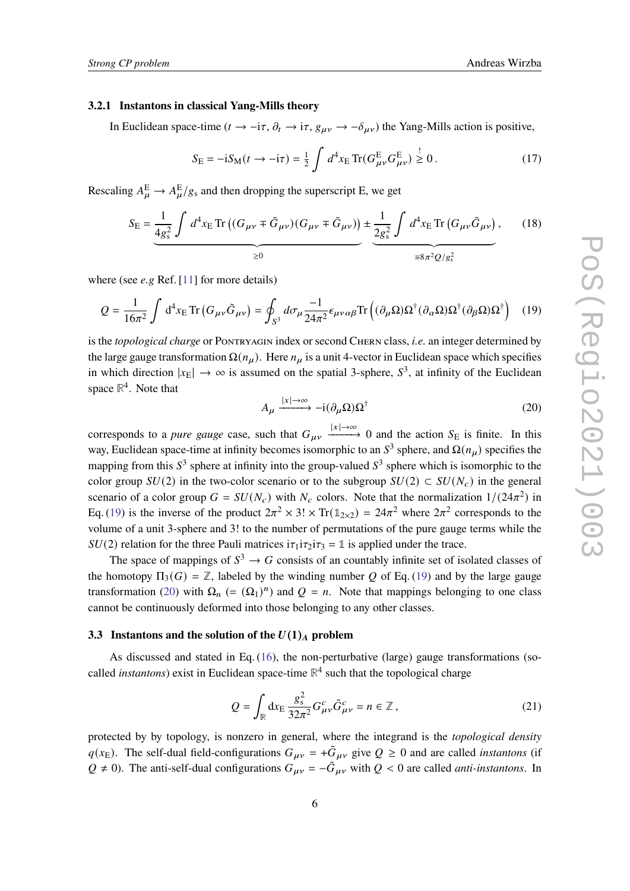### 3.2.1 Instantons in classical Yang-Mills theory

In Euclidean space-time ($t \to -i\tau$, $\partial_t \to i\tau$, $g_{\mu\nu} \to -\delta_{\mu\nu}$) the Yang-Mills action is positive,

$$S_{\rm E} = -iS_{\rm M}(t \to -i\tau) = \tfrac{1}{2} \int d^4x_{\rm E}\, {\rm Tr}(G^{\rm E}_{\mu\nu} G^{\rm E}_{\mu\nu}) \stackrel{!}{\geq} 0\,. \tag{17}$$

Rescaling $A^{\rm E}_\mu \to A^{\rm E}_\mu / g_{\rm s}$ and then dropping the superscript E, we get

$$S_{\rm E} = \underbrace{\frac{1}{4g_{\rm s}^2} \int d^4x_{\rm E}\, {\rm Tr}\left((G_{\mu\nu} \mp \tilde{G}_{\mu\nu})(G_{\mu\nu} \mp \tilde{G}_{\mu\nu})\right)}_{\geq 0} \pm \underbrace{\frac{1}{2g_{\rm s}^2} \int d^4x_{\rm E}\, {\rm Tr}\left(G_{\mu\nu}\tilde{G}_{\mu\nu}\right)}_{\equiv 8\pi^2 Q/g_{\rm s}^2}\,, \tag{18}$$

where (see *e.g* Ref. [11] for more details)

$$Q = \frac{1}{16\pi^2} \int {\rm d}^4x_{\rm E}\, {\rm Tr}\left(G_{\mu\nu}\tilde{G}_{\mu\nu}\right) = \oint_{S^3} d\sigma_\mu \frac{-1}{24\pi^2} \epsilon_{\mu\nu\alpha\beta} {\rm Tr}\left((\partial_\mu\Omega)\Omega^\dagger(\partial_\alpha\Omega)\Omega^\dagger(\partial_\beta\Omega)\Omega^\dagger\right) \tag{19}$$

is the *topological charge* or Pontryagin index or second Chern class, *i.e.* an integer determined by the large gauge transformation $\Omega(n_\mu)$. Here $n_\mu$ is a unit 4-vector in Euclidean space which specifies in which direction $|x_{\rm E}| \to \infty$ is assumed on the spatial 3-sphere, $S^3$, at infinity of the Euclidean space $\mathbb{R}^4$. Note that

$$A_\mu \xrightarrow{|x|\to\infty} -i(\partial_\mu\Omega)\Omega^\dagger \tag{20}$$

corresponds to a *pure gauge* case, such that $G_{\mu\nu} \xrightarrow{|x|\to\infty} 0$ and the action $S_{\rm E}$ is finite. In this way, Euclidean space-time at infinity becomes isomorphic to an $S^3$ sphere, and $\Omega(n_\mu)$ specifies the mapping from this $S^3$ sphere at infinity into the group-valued $S^3$ sphere which is isomorphic to the color group $SU(2)$ in the two-color scenario or to the subgroup $SU(2) \subset SU(N_c)$ in the general scenario of a color group $G = SU(N_c)$ with $N_c$ colors. Note that the normalization $1/(24\pi^2)$ in Eq. (19) is the inverse of the product $2\pi^2 \times 3! \times {\rm Tr}(\mathbb{1}_{2\times 2}) = 24\pi^2$ where $2\pi^2$ corresponds to the volume of a unit 3-sphere and 3! to the number of permutations of the pure gauge terms while the $SU(2)$ relation for the three Pauli matrices $i\tau_1 i\tau_2 i\tau_3 = \mathbb{1}$ is applied under the trace.

The space of mappings of $S^3 \to G$ consists of an countably infinite set of isolated classes of the homotopy $\Pi_3(G) = \mathbb{Z}$, labeled by the winding number $Q$ of Eq. (19) and by the large gauge transformation (20) with $\Omega_n$ $(= (\Omega_1)^n)$ and $Q = n$. Note that mappings belonging to one class cannot be continuously deformed into those belonging to any other classes.

## 3.3 Instantons and the solution of the $U(1)_A$ problem

As discussed and stated in Eq. (16), the non-perturbative (large) gauge transformations (so-called *instantons*) exist in Euclidean space-time $\mathbb{R}^4$ such that the topological charge

$$Q = \int_{\mathbb{R}} {\rm d}x_{\rm E}\, \frac{g_{\rm s}^2}{32\pi^2} G^c_{\mu\nu}\tilde{G}^c_{\mu\nu} = n \in \mathbb{Z}\,, \tag{21}$$

protected by by topology, is nonzero in general, where the integrand is the *topological density* $q(x_{\rm E})$. The self-dual field-configurations $G_{\mu\nu} = +\tilde{G}_{\mu\nu}$ give $Q \geq 0$ and are called *instantons* (if $Q \neq 0$). The anti-self-dual configurations $G_{\mu\nu} = -\tilde{G}_{\mu\nu}$ with $Q < 0$ are called *anti-instantons*. In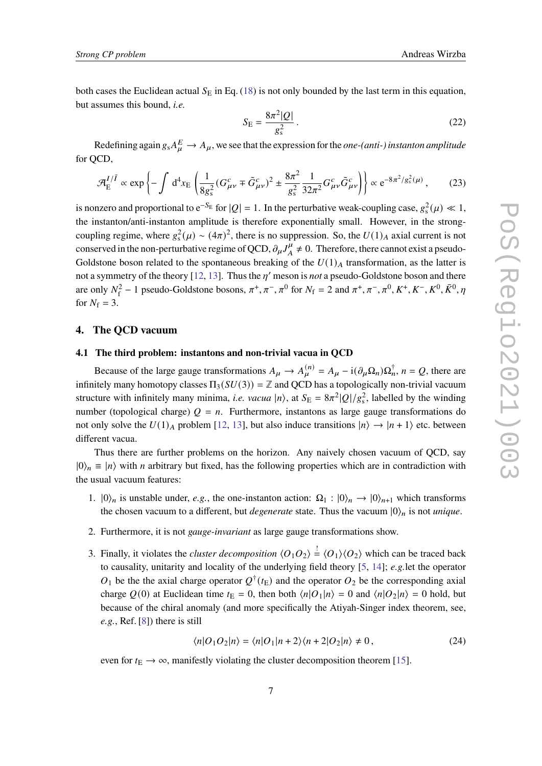both cases the Euclidean actual $S_{\rm E}$ in Eq. (18) is not only bounded by the last term in this equation, but assumes this bound, *i.e.*

$$S_{\rm E} = \frac{8\pi^2 |Q|}{g_{\rm s}^2}\,. \tag{22}$$

Redefining again $g_{\rm s} A^E_\mu \to A_\mu$, we see that the expression for the *one-(anti-) instanton amplitude* for QCD,

$$\mathcal{A}_{\rm E}^{I/\bar{I}} \propto \exp\left\{ -\int {\rm d}^4 x_{\rm E} \left( \frac{1}{8g_{\rm s}^2} (G^c_{\mu\nu} \mp \tilde{G}^c_{\mu\nu})^2 \pm \frac{8\pi^2}{g_{\rm s}^2} \frac{1}{32\pi^2} G^c_{\mu\nu} \tilde{G}^c_{\mu\nu} \right) \right\} \propto {\rm e}^{-8\pi^2/g_{\rm s}^2(\mu)}\,, \tag{23}$$

is nonzero and proportional to ${\rm e}^{-S_{\rm E}}$ for $|Q| = 1$. In the perturbative weak-coupling case, $g_{\rm s}^2(\mu) \ll 1$, the instanton/anti-instanton amplitude is therefore exponentially small. However, in the strong-coupling regime, where $g_{\rm s}^2(\mu) \sim (4\pi)^2$, there is no suppression. So, the $U(1)_A$ axial current is not conserved in the non-perturbative regime of QCD, $\partial_\mu J^\mu_A \neq 0$. Therefore, there cannot exist a pseudo-Goldstone boson related to the spontaneous breaking of the $U(1)_A$ transformation, as the latter is not a symmetry of the theory [12, 13]. Thus the $\eta'$ meson is *not* a pseudo-Goldstone boson and there are only $N_{\rm f}^2 - 1$ pseudo-Goldstone bosons, $\pi^+, \pi^-, \pi^0$ for $N_{\rm f} = 2$ and $\pi^+, \pi^-, \pi^0, K^+, K^-, K^0, \bar{K}^0, \eta$ for $N_{\rm f} = 3$.

## 4. The QCD vacuum

### 4.1 The third problem: instantons and non-trivial vacua in QCD

Because of the large gauge transformations $A_\mu \to A_\mu^{(n)} = A_\mu - {\rm i}(\partial_\mu \Omega_n)\Omega_n^\dagger$, $n = Q$, there are infinitely many homotopy classes $\Pi_3(SU(3)) = \mathbb{Z}$ and QCD has a topologically non-trivial vacuum structure with infinitely many minima, *i.e. vacua* $|n\rangle$, at $S_{\rm E} = 8\pi^2|Q|/g_{\rm s}^2$, labelled by the winding number (topological charge) $Q = n$. Furthermore, instantons as large gauge transformations do not only solve the $U(1)_A$ problem [12, 13], but also induce transitions $|n\rangle \to |n+1\rangle$ etc. between different vacua.

Thus there are further problems on the horizon. Any naively chosen vacuum of QCD, say $|0\rangle_n \equiv |n\rangle$ with $n$ arbitrary but fixed, has the following properties which are in contradiction with the usual vacuum features:

1. $|0\rangle_n$ is unstable under, *e.g.*, the one-instanton action: $\Omega_1 : |0\rangle_n \to |0\rangle_{n+1}$ which transforms the chosen vacuum to a different, but *degenerate* state. Thus the vacuum $|0\rangle_n$ is not *unique*.
2. Furthermore, it is not *gauge-invariant* as large gauge transformations show.
3. Finally, it violates the *cluster decomposition* $\langle O_1 O_2 \rangle \stackrel{!}{=} \langle O_1 \rangle \langle O_2 \rangle$ which can be traced back to causality, unitarity and locality of the underlying field theory [5, 14]; *e.g.*let the operator $O_1$ be the the axial charge operator $Q^\dagger(t_{\rm E})$ and the operator $O_2$ be the corresponding axial charge $Q(0)$ at Euclidean time $t_{\rm E} = 0$, then both $\langle n|O_1|n\rangle = 0$ and $\langle n|O_2|n\rangle = 0$ hold, but because of the chiral anomaly (and more specifically the Atiyah-Singer index theorem, see, *e.g.*, Ref. [8]) there is still

$$\langle n|O_1 O_2|n\rangle = \langle n|O_1|n+2\rangle \langle n+2|O_2|n\rangle \neq 0\,, \tag{24}$$

even for $t_{\rm E} \to \infty$, manifestly violating the cluster decomposition theorem [15].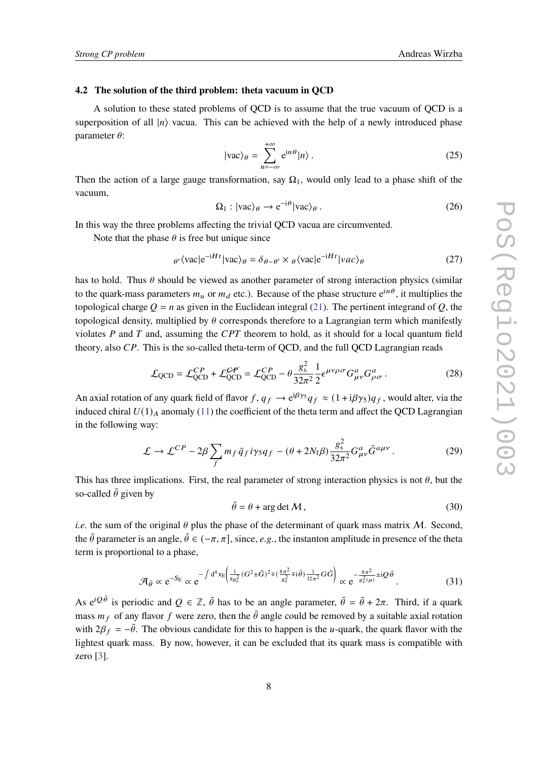### 4.2 The solution of the third problem: theta vacuum in QCD

A solution to these stated problems of QCD is to assume that the true vacuum of QCD is a superposition of all $|n\rangle$ vacua. This can be achieved with the help of a newly introduced phase parameter $\theta$:

$$|\text{vac}\rangle_\theta = \sum_{n=-\infty}^{+\infty} e^{in\theta}|n\rangle\,. \tag{25}$$

Then the action of a large gauge transformation, say $\Omega_1$, would only lead to a phase shift of the vacuum,

$$\Omega_1 : |\text{vac}\rangle_\theta \to e^{-i\theta}|\text{vac}\rangle_\theta\,. \tag{26}$$

In this way the three problems affecting the trivial QCD vacua are circumvented.

Note that the phase $\theta$ is free but unique since

$${}_{\theta'}\langle\text{vac}|e^{-iHt}|\text{vac}\rangle_\theta = \delta_{\theta-\theta'} \times {}_\theta\langle\text{vac}|e^{-iHt}|vac\rangle_\theta \tag{27}$$

has to hold. Thus $\theta$ should be viewed as another parameter of strong interaction physics (similar to the quark-mass parameters $m_u$ or $m_d$ etc.). Because of the phase structure $e^{in\theta}$, it multiplies the topological charge $Q = n$ as given in the Euclidean integral (21). The pertinent integrand of $Q$, the topological density, multiplied by $\theta$ corresponds therefore to a Lagrangian term which manifestly violates $P$ and $T$ and, assuming the $CPT$ theorem to hold, as it should for a local quantum field theory, also $CP$. This is the so-called theta-term of QCD, and the full QCD Lagrangian reads

$$\mathcal{L}_{\text{QCD}} = \mathcal{L}_{\text{QCD}}^{CP} + \mathcal{L}_{\text{QCD}}^{\not{CP}} = \mathcal{L}_{\text{QCD}}^{CP} - \theta\frac{g_s^2}{32\pi^2}\frac{1}{2}\epsilon^{\mu\nu\rho\sigma}G^a_{\mu\nu}G^a_{\rho\sigma}\,. \tag{28}$$

An axial rotation of any quark field of flavor $f$, $q_f \to e^{i\beta\gamma_5}q_f \approx (1+i\beta\gamma_5)q_f$, would alter, via the induced chiral $U(1)_A$ anomaly (11) the coefficient of the theta term and affect the QCD Lagrangian in the following way:

$$\mathcal{L} \to \mathcal{L}^{CP} - 2\beta\sum_f m_f\,\bar{q}_f i\gamma_5 q_f - (\theta + 2N_f\beta)\frac{g_s^2}{32\pi^2}G^a_{\mu\nu}\tilde{G}^{a\mu\nu}\,. \tag{29}$$

This has three implications. First, the real parameter of strong interaction physics is not $\theta$, but the so-called $\bar{\theta}$ given by

$$\bar{\theta} = \theta + \arg\det\mathcal{M}\,, \tag{30}$$

*i.e.* the sum of the original $\theta$ plus the phase of the determinant of quark mass matrix $\mathcal{M}$. Second, the $\bar{\theta}$ parameter is an angle, $\bar{\theta} \in (-\pi,\pi]$, since, *e.g.*, the instanton amplitude in presence of the theta term is proportional to a phase,

$$\mathcal{A}_{\bar{\theta}} \propto e^{-S_E} \propto e^{-\int d^4x_E\left(\frac{1}{8g_s^2}(G^2\pm\tilde{G})^2\mp(\frac{8\pi^2}{g_s^2}\mp i\bar{\theta})\frac{1}{32\pi^2}G\tilde{G}\right)} \propto e^{-\frac{8\pi^2}{g_s^2(\mu)}\pm iQ\bar{\theta}}\,. \tag{31}$$

As $e^{iQ\bar{\theta}}$ is periodic and $Q \in \mathbb{Z}$, $\bar{\theta}$ has to be an angle parameter, $\bar{\theta} = \bar{\theta} + 2\pi$. Third, if a quark mass $m_f$ of any flavor $f$ were zero, then the $\bar{\theta}$ angle could be removed by a suitable axial rotation with $2\beta_f = -\bar{\theta}$. The obvious candidate for this to happen is the $u$-quark, the quark flavor with the lightest quark mass. By now, however, it can be excluded that its quark mass is compatible with zero [3].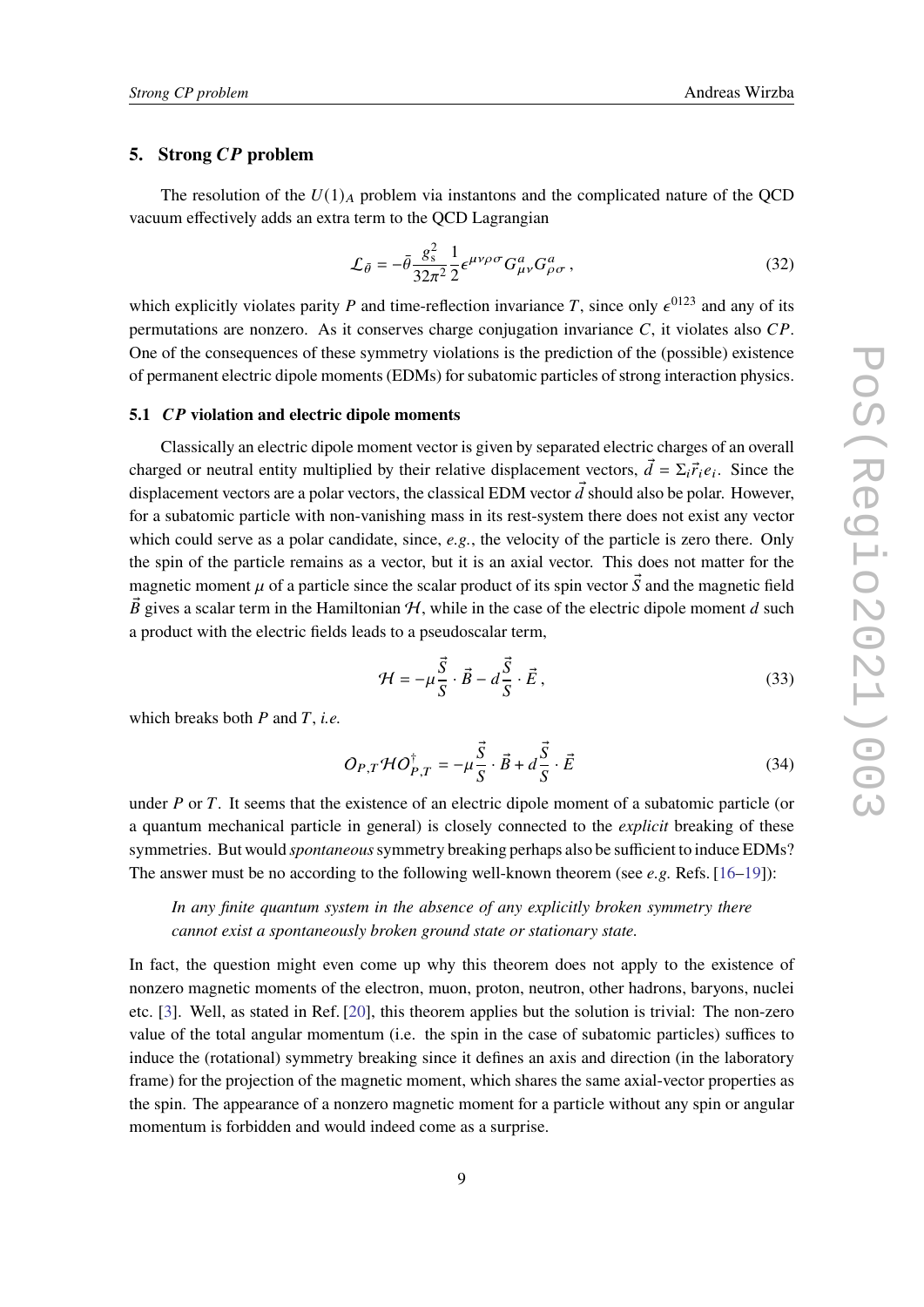## 5. Strong *CP* problem

The resolution of the $U(1)_A$ problem via instantons and the complicated nature of the QCD vacuum effectively adds an extra term to the QCD Lagrangian

$$\mathcal{L}_{\bar{\theta}} = -\bar{\theta}\frac{g_s^2}{32\pi^2}\frac{1}{2}\epsilon^{\mu\nu\rho\sigma}G^a_{\mu\nu}G^a_{\rho\sigma}\,, \tag{32}$$

which explicitly violates parity $P$ and time-reflection invariance $T$, since only $\epsilon^{0123}$ and any of its permutations are nonzero. As it conserves charge conjugation invariance $C$, it violates also $CP$. One of the consequences of these symmetry violations is the prediction of the (possible) existence of permanent electric dipole moments (EDMs) for subatomic particles of strong interaction physics.

### 5.1 *CP* violation and electric dipole moments

Classically an electric dipole moment vector is given by separated electric charges of an overall charged or neutral entity multiplied by their relative displacement vectors, $\vec{d} = \Sigma_i \vec{r}_i e_i$. Since the displacement vectors are a polar vectors, the classical EDM vector $\vec{d}$ should also be polar. However, for a subatomic particle with non-vanishing mass in its rest-system there does not exist any vector which could serve as a polar candidate, since, *e.g.*, the velocity of the particle is zero there. Only the spin of the particle remains as a vector, but it is an axial vector. This does not matter for the magnetic moment $\mu$ of a particle since the scalar product of its spin vector $\vec{S}$ and the magnetic field $\vec{B}$ gives a scalar term in the Hamiltonian $\mathcal{H}$, while in the case of the electric dipole moment $d$ such a product with the electric fields leads to a pseudoscalar term,

$$\mathcal{H} = -\mu\frac{\vec{S}}{S}\cdot\vec{B} - d\frac{\vec{S}}{S}\cdot\vec{E}\,, \tag{33}$$

which breaks both $P$ and $T$, *i.e.*

$$O_{P,T}\mathcal{H}O^\dagger_{P,T} = -\mu\frac{\vec{S}}{S}\cdot\vec{B} + d\frac{\vec{S}}{S}\cdot\vec{E} \tag{34}$$

under $P$ or $T$. It seems that the existence of an electric dipole moment of a subatomic particle (or a quantum mechanical particle in general) is closely connected to the *explicit* breaking of these symmetries. But would *spontaneous* symmetry breaking perhaps also be sufficient to induce EDMs? The answer must be no according to the following well-known theorem (see *e.g.* Refs. [16–19]):

> *In any finite quantum system in the absence of any explicitly broken symmetry there cannot exist a spontaneously broken ground state or stationary state.*

In fact, the question might even come up why this theorem does not apply to the existence of nonzero magnetic moments of the electron, muon, proton, neutron, other hadrons, baryons, nuclei etc. [3]. Well, as stated in Ref. [20], this theorem applies but the solution is trivial: The non-zero value of the total angular momentum (i.e. the spin in the case of subatomic particles) suffices to induce the (rotational) symmetry breaking since it defines an axis and direction (in the laboratory frame) for the projection of the magnetic moment, which shares the same axial-vector properties as the spin. The appearance of a nonzero magnetic moment for a particle without any spin or angular momentum is forbidden and would indeed come as a surprise.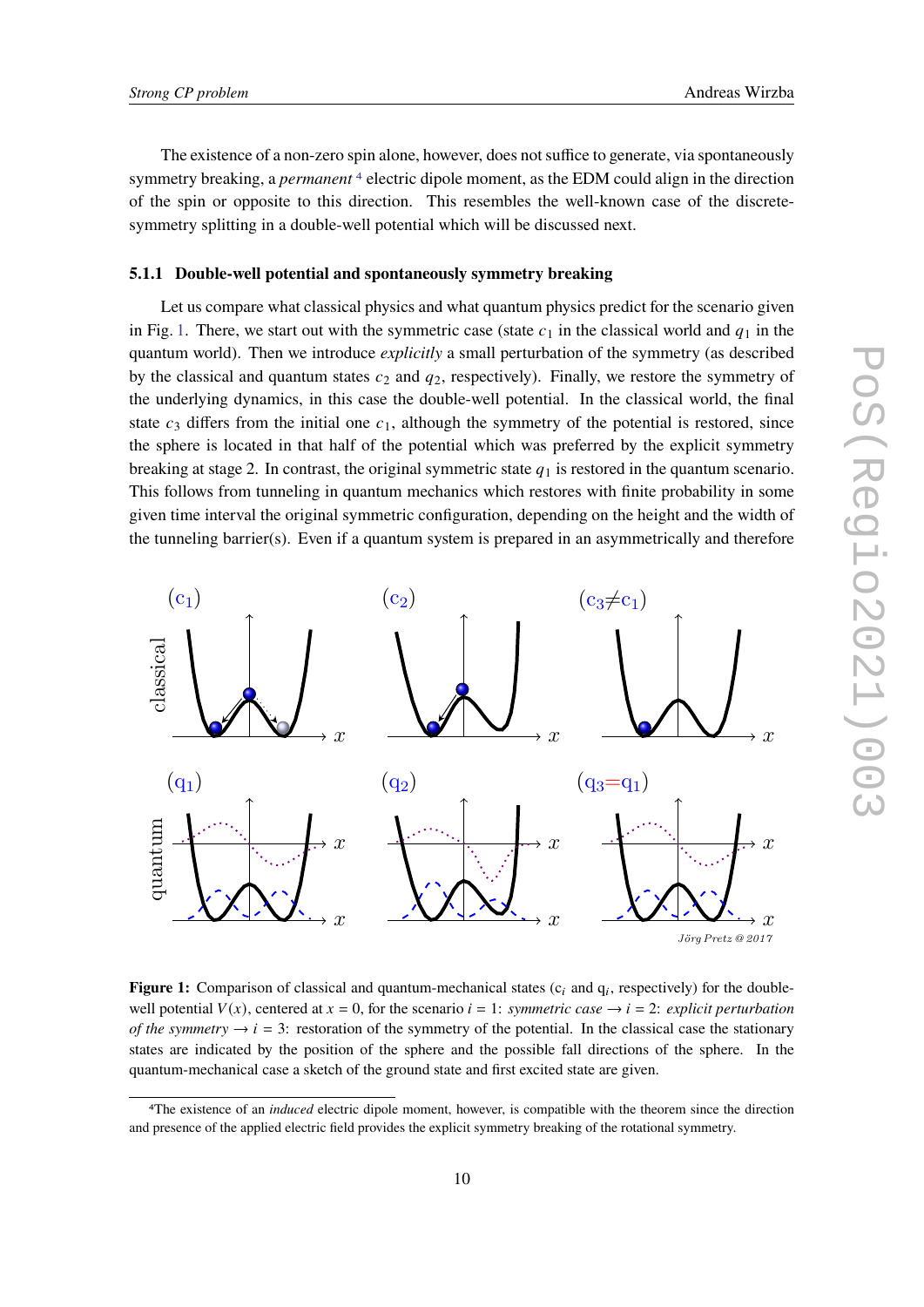The existence of a non-zero spin alone, however, does not suffice to generate, via spontaneously symmetry breaking, a *permanent* [4] electric dipole moment, as the EDM could align in the direction of the spin or opposite to this direction. This resembles the well-known case of the discrete-symmetry splitting in a double-well potential which will be discussed next.

#### 5.1.1 Double-well potential and spontaneously symmetry breaking

Let us compare what classical physics and what quantum physics predict for the scenario given in Fig. 1. There, we start out with the symmetric case (state $c_1$ in the classical world and $q_1$ in the quantum world). Then we introduce *explicitly* a small perturbation of the symmetry (as described by the classical and quantum states $c_2$ and $q_2$, respectively). Finally, we restore the symmetry of the underlying dynamics, in this case the double-well potential. In the classical world, the final state $c_3$ differs from the initial one $c_1$, although the symmetry of the potential is restored, since the sphere is located in that half of the potential which was preferred by the explicit symmetry breaking at stage 2. In contrast, the original symmetric state $q_1$ is restored in the quantum scenario. This follows from tunneling in quantum mechanics which restores with finite probability in some given time interval the original symmetric configuration, depending on the height and the width of the tunneling barrier(s). Even if a quantum system is prepared in an asymmetrically and therefore

**Figure 1:** Comparison of classical and quantum-mechanical states ($c_i$ and $q_i$, respectively) for the double-well potential $V(x)$, centered at $x = 0$, for the scenario $i = 1$: *symmetric case* $\rightarrow i = 2$: *explicit perturbation of the symmetry* $\rightarrow i = 3$: restoration of the symmetry of the potential. In the classical case the stationary states are indicated by the position of the sphere and the possible fall directions of the sphere. In the quantum-mechanical case a sketch of the ground state and first excited state are given.

[4] The existence of an *induced* electric dipole moment, however, is compatible with the theorem since the direction and presence of the applied electric field provides the explicit symmetry breaking of the rotational symmetry.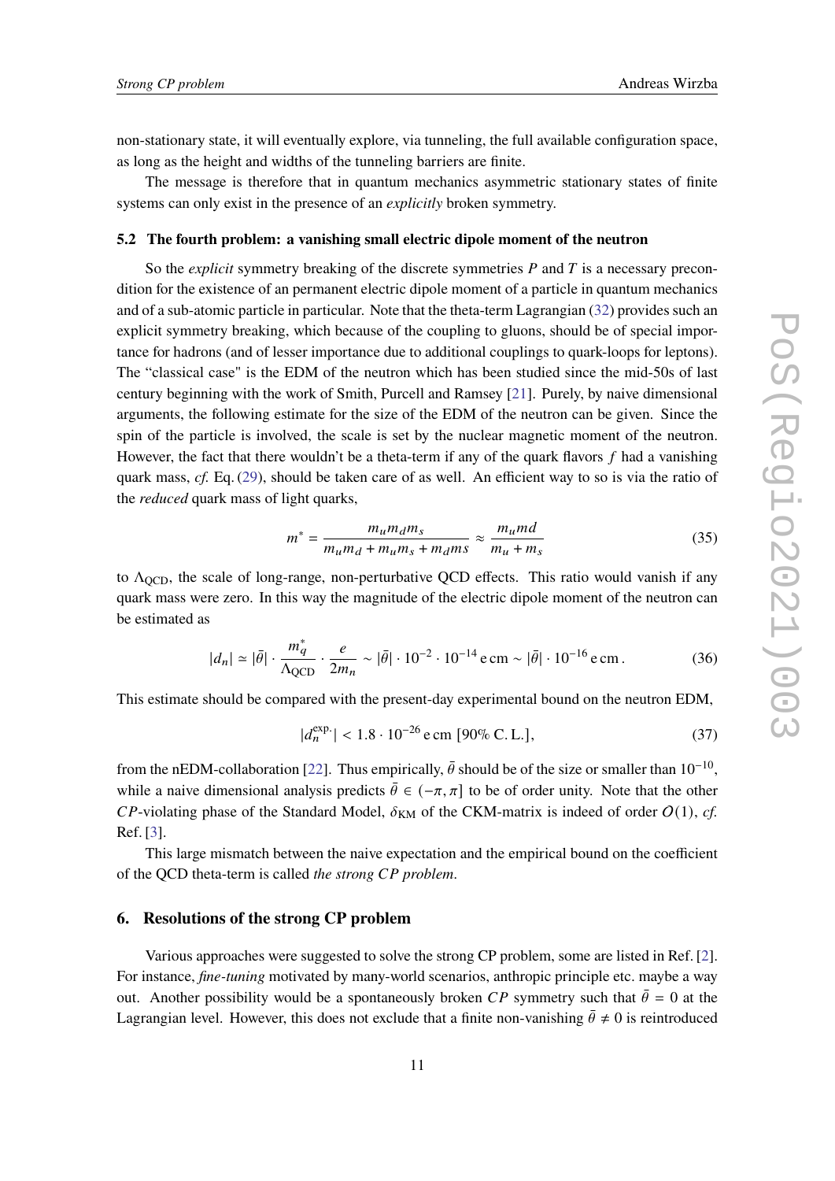non-stationary state, it will eventually explore, via tunneling, the full available configuration space, as long as the height and widths of the tunneling barriers are finite.

The message is therefore that in quantum mechanics asymmetric stationary states of finite systems can only exist in the presence of an *explicitly* broken symmetry.

### 5.2 The fourth problem: a vanishing small electric dipole moment of the neutron

So the *explicit* symmetry breaking of the discrete symmetries $P$ and $T$ is a necessary precondition for the existence of an permanent electric dipole moment of a particle in quantum mechanics and of a sub-atomic particle in particular. Note that the theta-term Lagrangian (32) provides such an explicit symmetry breaking, which because of the coupling to gluons, should be of special importance for hadrons (and of lesser importance due to additional couplings to quark-loops for leptons). The "classical case" is the EDM of the neutron which has been studied since the mid-50s of last century beginning with the work of Smith, Purcell and Ramsey [21]. Purely, by naive dimensional arguments, the following estimate for the size of the EDM of the neutron can be given. Since the spin of the particle is involved, the scale is set by the nuclear magnetic moment of the neutron. However, the fact that there wouldn't be a theta-term if any of the quark flavors $f$ had a vanishing quark mass, *cf.* Eq. (29), should be taken care of as well. An efficient way to so is via the ratio of the *reduced* quark mass of light quarks,

$$m^* = \frac{m_u m_d m_s}{m_u m_d + m_u m_s + m_d ms} \approx \frac{m_u md}{m_u + m_s} \tag{35}$$

to $\Lambda_{\rm QCD}$, the scale of long-range, non-perturbative QCD effects. This ratio would vanish if any quark mass were zero. In this way the magnitude of the electric dipole moment of the neutron can be estimated as

$$|d_n| \simeq |\bar\theta| \cdot \frac{m_q^*}{\Lambda_{\rm QCD}} \cdot \frac{e}{2m_n} \sim |\bar\theta| \cdot 10^{-2} \cdot 10^{-14}\,\mathrm{e\,cm} \sim |\bar\theta| \cdot 10^{-16}\,\mathrm{e\,cm}\,. \tag{36}$$

This estimate should be compared with the present-day experimental bound on the neutron EDM,

$$|d_n^{\rm exp.}| < 1.8 \cdot 10^{-26}\,\mathrm{e\,cm}\ [90\%\ \mathrm{C.\,L.}], \tag{37}$$

from the nEDM-collaboration [22]. Thus empirically, $\bar\theta$ should be of the size or smaller than $10^{-10}$, while a naive dimensional analysis predicts $\bar\theta \in (-\pi, \pi]$ to be of order unity. Note that the other $CP$-violating phase of the Standard Model, $\delta_{\rm KM}$ of the CKM-matrix is indeed of order $O(1)$, *cf.* Ref. [3].

This large mismatch between the naive expectation and the empirical bound on the coefficient of the QCD theta-term is called *the strong $CP$ problem*.

## 6. Resolutions of the strong CP problem

Various approaches were suggested to solve the strong CP problem, some are listed in Ref. [2]. For instance, *fine-tuning* motivated by many-world scenarios, anthropic principle etc. maybe a way out. Another possibility would be a spontaneously broken $CP$ symmetry such that $\bar\theta = 0$ at the Lagrangian level. However, this does not exclude that a finite non-vanishing $\bar\theta \neq 0$ is reintroduced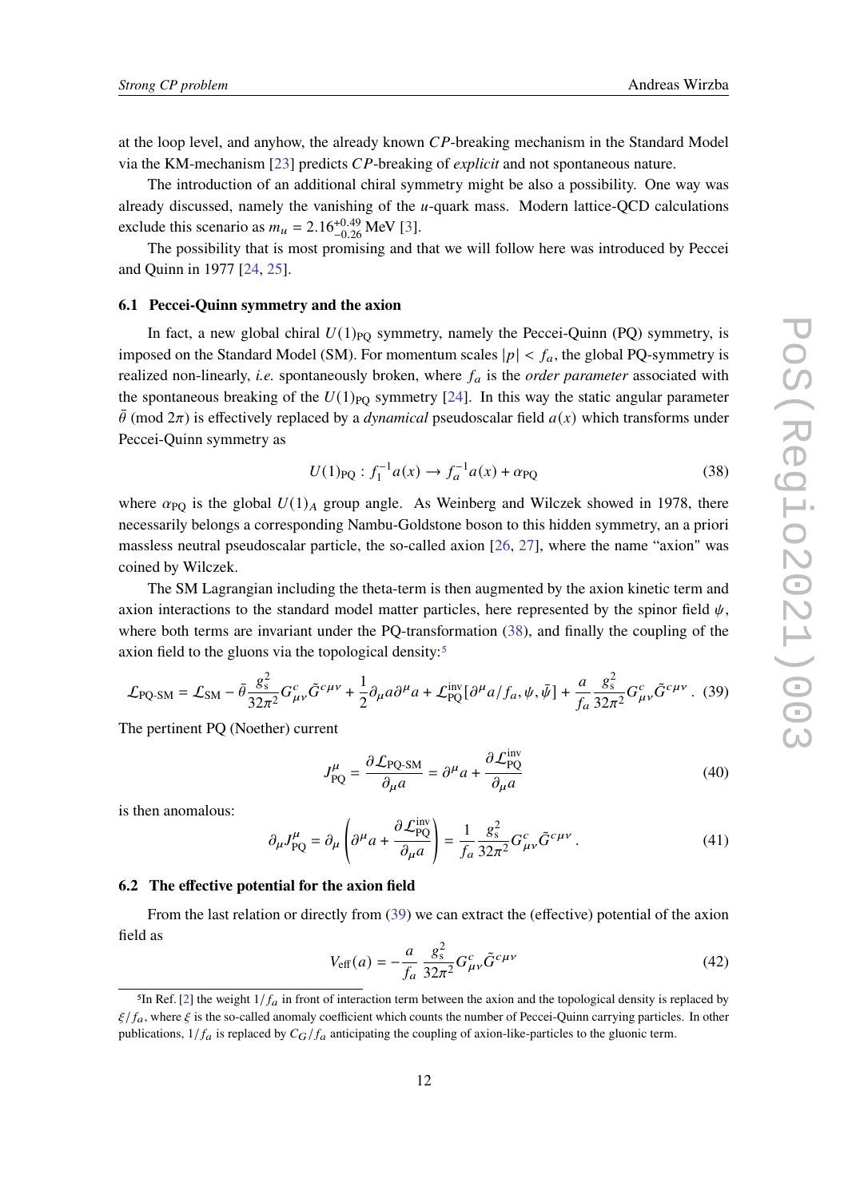at the loop level, and anyhow, the already known $CP$-breaking mechanism in the Standard Model via the KM-mechanism [23] predicts $CP$-breaking of *explicit* and not spontaneous nature.

The introduction of an additional chiral symmetry might be also a possibility. One way was already discussed, namely the vanishing of the $u$-quark mass. Modern lattice-QCD calculations exclude this scenario as $m_u = 2.16^{+0.49}_{-0.26}$ MeV [3].

The possibility that is most promising and that we will follow here was introduced by Peccei and Quinn in 1977 [24, 25].

### 6.1 Peccei-Quinn symmetry and the axion

In fact, a new global chiral $U(1)_{\rm PQ}$ symmetry, namely the Peccei-Quinn (PQ) symmetry, is imposed on the Standard Model (SM). For momentum scales $|p| < f_a$, the global PQ-symmetry is realized non-linearly, *i.e.* spontaneously broken, where $f_a$ is the *order parameter* associated with the spontaneous breaking of the $U(1)_{\rm PQ}$ symmetry [24]. In this way the static angular parameter $\bar\theta$ (mod $2\pi$) is effectively replaced by a *dynamical* pseudoscalar field $a(x)$ which transforms under Peccei-Quinn symmetry as

$$U(1)_{\rm PQ} : f_1^{-1} a(x) \to f_a^{-1} a(x) + \alpha_{\rm PQ} \tag{38}$$

where $\alpha_{\rm PQ}$ is the global $U(1)_A$ group angle. As Weinberg and Wilczek showed in 1978, there necessarily belongs a corresponding Nambu-Goldstone boson to this hidden symmetry, an a priori massless neutral pseudoscalar particle, the so-called axion [26, 27], where the name "axion" was coined by Wilczek.

The SM Lagrangian including the theta-term is then augmented by the axion kinetic term and axion interactions to the standard model matter particles, here represented by the spinor field $\psi$, where both terms are invariant under the PQ-transformation (38), and finally the coupling of the axion field to the gluons via the topological density:[5]

$$\mathcal{L}_{\text{PQ-SM}} = \mathcal{L}_{\rm SM} - \bar\theta \frac{g_s^2}{32\pi^2} G^c_{\mu\nu}\tilde G^{c\mu\nu} + \frac{1}{2}\partial_\mu a \partial^\mu a + \mathcal{L}^{\rm inv}_{\rm PQ}[\partial^\mu a/f_a, \psi, \bar\psi] + \frac{a}{f_a}\frac{g_s^2}{32\pi^2} G^c_{\mu\nu}\tilde G^{c\mu\nu} \,. \tag{39}$$

The pertinent PQ (Noether) current

$$J^\mu_{\rm PQ} = \frac{\partial \mathcal{L}_{\text{PQ-SM}}}{\partial_\mu a} = \partial^\mu a + \frac{\partial \mathcal{L}^{\rm inv}_{\rm PQ}}{\partial_\mu a} \tag{40}$$

is then anomalous:

$$\partial_\mu J^\mu_{\rm PQ} = \partial_\mu \left( \partial^\mu a + \frac{\partial \mathcal{L}^{\rm inv}_{\rm PQ}}{\partial_\mu a} \right) = \frac{1}{f_a}\frac{g_s^2}{32\pi^2} G^c_{\mu\nu}\tilde G^{c\mu\nu} \,. \tag{41}$$

### 6.2 The effective potential for the axion field

From the last relation or directly from (39) we can extract the (effective) potential of the axion field as

$$V_{\rm eff}(a) = -\frac{a}{f_a}\frac{g_s^2}{32\pi^2} G^c_{\mu\nu}\tilde G^{c\mu\nu} \tag{42}$$

[5] In Ref. [2] the weight $1/f_a$ in front of interaction term between the axion and the topological density is replaced by $\xi/f_a$, where $\xi$ is the so-called anomaly coefficient which counts the number of Peccei-Quinn carrying particles. In other publications, $1/f_a$ is replaced by $C_G/f_a$ anticipating the coupling of axion-like-particles to the gluonic term.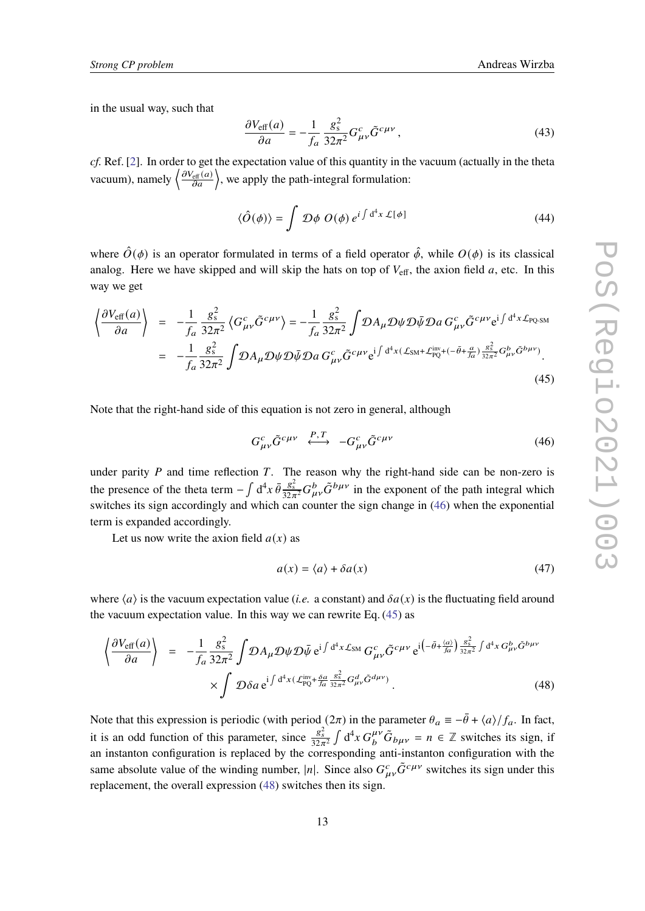in the usual way, such that

$$\frac{\partial V_{\rm eff}(a)}{\partial a} = -\frac{1}{f_a}\,\frac{g_s^2}{32\pi^2} G^c_{\mu\nu}\tilde{G}^{c\mu\nu}\,, \tag{43}$$

*cf.* Ref. [2]. In order to get the expectation value of this quantity in the vacuum (actually in the theta vacuum), namely $\left\langle \frac{\partial V_{\rm eff}(a)}{\partial a}\right\rangle$, we apply the path-integral formulation:

$$\langle \hat{O}(\phi)\rangle = \int \mathcal{D}\phi\; O(\phi)\, e^{i\int {\rm d}^4x\, \mathcal{L}[\phi]} \tag{44}$$

where $\hat{O}(\phi)$ is an operator formulated in terms of a field operator $\hat{\phi}$, while $O(\phi)$ is its classical analog. Here we have skipped and will skip the hats on top of $V_{\rm eff}$, the axion field $a$, etc. In this way we get

$$\begin{aligned}\left\langle \frac{\partial V_{\rm eff}(a)}{\partial a}\right\rangle &= -\frac{1}{f_a}\,\frac{g_s^2}{32\pi^2}\left\langle G^c_{\mu\nu}\tilde{G}^{c\mu\nu}\right\rangle = -\frac{1}{f_a}\,\frac{g_s^2}{32\pi^2}\int \mathcal{D}A_\mu \mathcal{D}\psi\mathcal{D}\bar{\psi}\mathcal{D}a\, G^c_{\mu\nu}\tilde{G}^{c\mu\nu} {\rm e}^{{\rm i}\int {\rm d}^4x\,\mathcal{L}_{\text{PQ-SM}}} \\ &= -\frac{1}{f_a}\,\frac{g_s^2}{32\pi^2}\int \mathcal{D}A_\mu \mathcal{D}\psi\mathcal{D}\bar{\psi}\mathcal{D}a\, G^c_{\mu\nu}\tilde{G}^{c\mu\nu} {\rm e}^{{\rm i}\int {\rm d}^4x\left(\mathcal{L}_{\rm SM}+\mathcal{L}^{\rm inv}_{\rm PQ}+(-\bar{\theta}+\frac{a}{f_a})\frac{g_s^2}{32\pi^2}G^b_{\mu\nu}\tilde{G}^{b\mu\nu}\right)}.\end{aligned} \tag{45}$$

Note that the right-hand side of this equation is not zero in general, although

$$G^c_{\mu\nu}\tilde{G}^{c\mu\nu} \;\;\overset{P,T}{\longleftrightarrow}\;\; -G^c_{\mu\nu}\tilde{G}^{c\mu\nu} \tag{46}$$

under parity $P$ and time reflection $T$. The reason why the right-hand side can be non-zero is the presence of the theta term $-\int {\rm d}^4x\,\bar{\theta}\frac{g_s^2}{32\pi^2}G^b_{\mu\nu}\tilde{G}^{b\mu\nu}$ in the exponent of the path integral which switches its sign accordingly and which can counter the sign change in (46) when the exponential term is expanded accordingly.

Let us now write the axion field $a(x)$ as

$$a(x) = \langle a\rangle + \delta a(x) \tag{47}$$

where $\langle a\rangle$ is the vacuum expectation value (*i.e.* a constant) and $\delta a(x)$ is the fluctuating field around the vacuum expectation value. In this way we can rewrite Eq. (45) as

$$\begin{aligned}\left\langle \frac{\partial V_{\rm eff}(a)}{\partial a}\right\rangle &= -\frac{1}{f_a}\,\frac{g_s^2}{32\pi^2}\int \mathcal{D}A_\mu \mathcal{D}\psi\mathcal{D}\bar{\psi}\, {\rm e}^{{\rm i}\int {\rm d}^4x\,\mathcal{L}_{\rm SM}}\, G^c_{\mu\nu}\tilde{G}^{c\mu\nu}\, {\rm e}^{{\rm i}\left(-\bar{\theta}+\frac{\langle a\rangle}{f_a}\right)\frac{g_s^2}{32\pi^2}\int {\rm d}^4x\, G^b_{\mu\nu}\tilde{G}^{b\mu\nu}} \\ &\quad\times \int \mathcal{D}\delta a\, {\rm e}^{{\rm i}\int {\rm d}^4x\left(\mathcal{L}^{\rm inv}_{\rm PQ}+\frac{\delta a}{f_a}\frac{g_s^2}{32\pi^2}G^d_{\mu\nu}\tilde{G}^{d\mu\nu}\right)}\,.\end{aligned} \tag{48}$$

Note that this expression is periodic (with period $(2\pi)$) in the parameter $\theta_a \equiv -\bar{\theta} + \langle a\rangle/f_a$. In fact, it is an odd function of this parameter, since $\frac{g_s^2}{32\pi^2}\int {\rm d}^4x\, G^{\mu\nu}_b\tilde{G}_{b\mu\nu} = n \in \mathbb{Z}$ switches its sign, if an instanton configuration is replaced by the corresponding anti-instanton configuration with the same absolute value of the winding number, $|n|$. Since also $G^c_{\mu\nu}\tilde{G}^{c\mu\nu}$ switches its sign under this replacement, the overall expression (48) switches then its sign.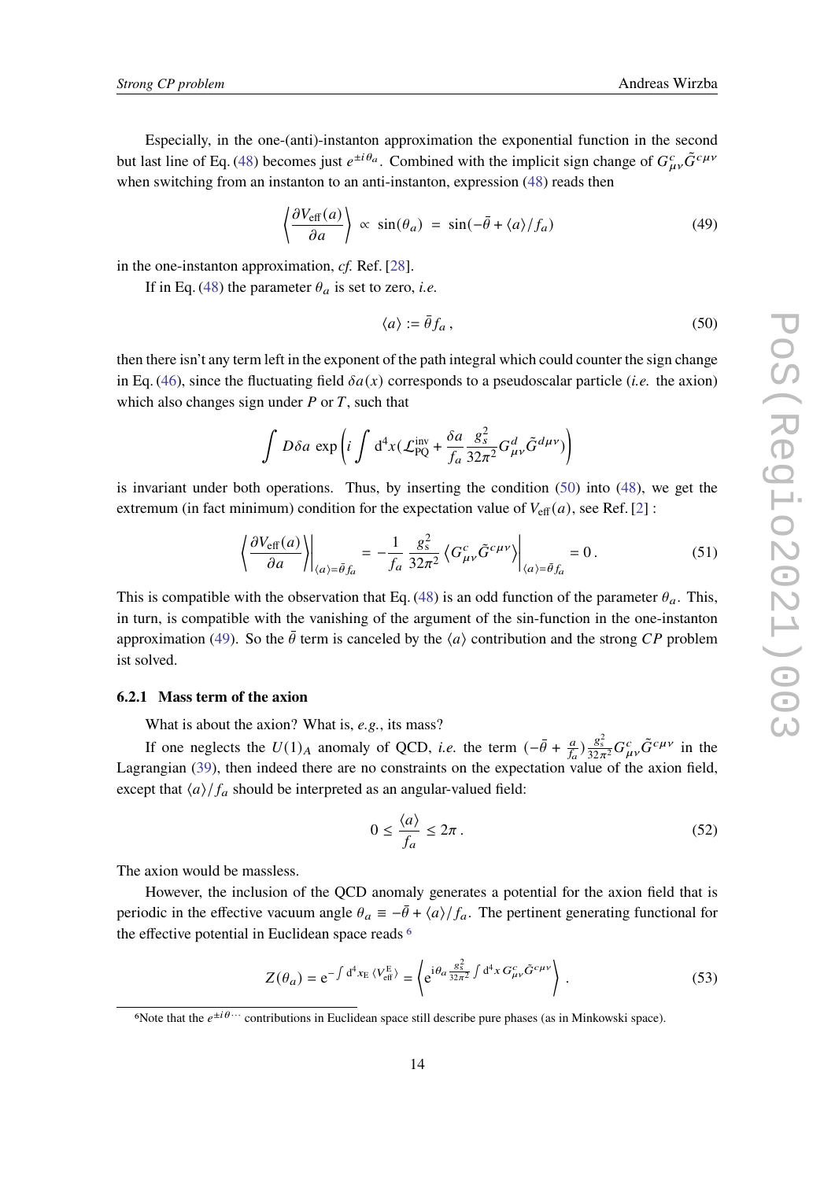Especially, in the one-(anti)-instanton approximation the exponential function in the second but last line of Eq. (48) becomes just $e^{\pm i\theta_a}$. Combined with the implicit sign change of $G^c_{\mu\nu}\tilde{G}^{c\mu\nu}$ when switching from an instanton to an anti-instanton, expression (48) reads then

$$\left\langle \frac{\partial V_{\rm eff}(a)}{\partial a} \right\rangle \propto \sin(\theta_a) = \sin(-\bar{\theta} + \langle a \rangle / f_a) \tag{49}$$

in the one-instanton approximation, *cf.* Ref. [28].

If in Eq. (48) the parameter $\theta_a$ is set to zero, *i.e.*

$$\langle a \rangle := \bar{\theta} f_a \,, \tag{50}$$

then there isn't any term left in the exponent of the path integral which could counter the sign change in Eq. (46), since the fluctuating field $\delta a(x)$ corresponds to a pseudoscalar particle (*i.e.* the axion) which also changes sign under $P$ or $T$, such that

$$\int D\delta a \, \exp\left( i \int \mathrm{d}^4 x (\mathcal{L}^{\rm inv}_{\rm PQ} + \frac{\delta a}{f_a} \frac{g_s^2}{32\pi^2} G^d_{\mu\nu}\tilde{G}^{d\mu\nu}) \right)$$

is invariant under both operations. Thus, by inserting the condition (50) into (48), we get the extremum (in fact minimum) condition for the expectation value of $V_{\rm eff}(a)$, see Ref. [2] :

$$\left\langle \frac{\partial V_{\rm eff}(a)}{\partial a} \right\rangle \bigg|_{\langle a \rangle = \bar{\theta} f_a} = -\frac{1}{f_a} \frac{g_s^2}{32\pi^2} \left\langle G^c_{\mu\nu}\tilde{G}^{c\mu\nu} \right\rangle \bigg|_{\langle a \rangle = \bar{\theta} f_a} = 0 \,. \tag{51}$$

This is compatible with the observation that Eq. (48) is an odd function of the parameter $\theta_a$. This, in turn, is compatible with the vanishing of the argument of the sin-function in the one-instanton approximation (49). So the $\bar{\theta}$ term is canceled by the $\langle a \rangle$ contribution and the strong $CP$ problem ist solved.

### 6.2.1 Mass term of the axion

What is about the axion? What is, *e.g.*, its mass?

If one neglects the $U(1)_A$ anomaly of QCD, *i.e.* the term $(-\bar{\theta} + \frac{a}{f_a})\frac{g_s^2}{32\pi^2} G^c_{\mu\nu}\tilde{G}^{c\mu\nu}$ in the Lagrangian (39), then indeed there are no constraints on the expectation value of the axion field, except that $\langle a \rangle / f_a$ should be interpreted as an angular-valued field:

$$0 \leq \frac{\langle a \rangle}{f_a} \leq 2\pi \,. \tag{52}$$

The axion would be massless.

However, the inclusion of the QCD anomaly generates a potential for the axion field that is periodic in the effective vacuum angle $\theta_a \equiv -\bar{\theta} + \langle a \rangle / f_a$. The pertinent generating functional for the effective potential in Euclidean space reads [6]

$$Z(\theta_a) = \mathrm{e}^{-\int \mathrm{d}^4 x_{\rm E} \, \langle V^{\rm E}_{\rm eff} \rangle} = \left\langle \mathrm{e}^{\mathrm{i}\theta_a \frac{g_s^2}{32\pi^2} \int \mathrm{d}^4 x \, G^c_{\mu\nu}\tilde{G}^{c\mu\nu}} \right\rangle \,. \tag{53}$$

[6] Note that the $e^{\pm i\theta \cdots}$ contributions in Euclidean space still describe pure phases (as in Minkowski space).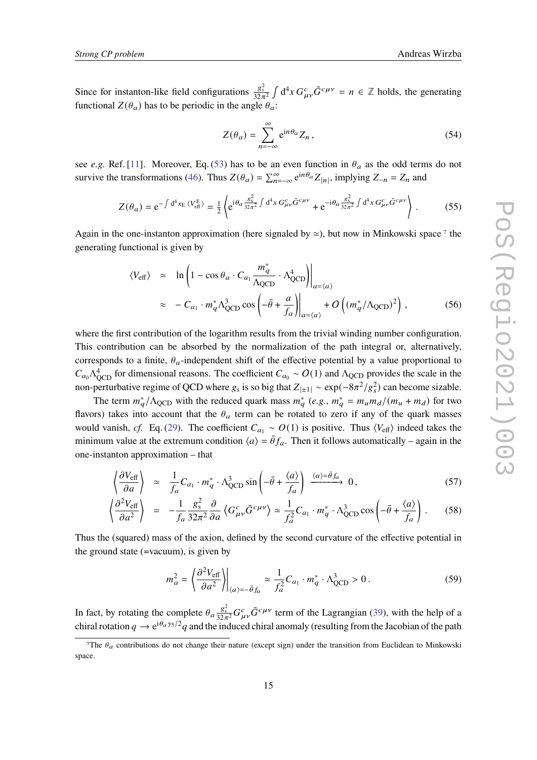Since for instanton-like field configurations $\frac{g_s^2}{32\pi^2}\int d^4x\, G^c_{\mu\nu}\tilde{G}^{c\mu\nu} = n \in \mathbb{Z}$ holds, the generating functional $Z(\theta_a)$ has to be periodic in the angle $\theta_a$:

$$Z(\theta_a) = \sum_{n=-\infty}^{\infty} e^{in\theta_a} Z_n\,, \tag{54}$$

see *e.g.* Ref. [11]. Moreover, Eq. (53) has to be an even function in $\theta_a$ as the odd terms do not survive the transformations (46). Thus $Z(\theta_a) = \sum_{n=-\infty}^{\infty} e^{in\theta_a} Z_{|n|}$, implying $Z_{-n} = Z_n$ and

$$Z(\theta_a) = e^{-\int d^4x_E \langle V_{\rm eff}^E\rangle} = \frac{1}{2}\left\langle e^{i\theta_a \frac{g_s^2}{32\pi^2}\int d^4x\, G^c_{\mu\nu}\tilde{G}^{c\mu\nu}} + e^{-i\theta_a \frac{g_s^2}{32\pi^2}\int d^4x\, G^c_{\mu\nu}\tilde{G}^{c\mu\nu}}\right\rangle . \tag{55}$$

Again in the one-instanton approximation (here signaled by $\simeq$), but now in Minkowski space [7] the generating functional is given by

$$\begin{aligned}
\langle V_{\rm eff}\rangle &\simeq \ln\left(1 - \cos\theta_a \cdot C_{a_1}\frac{m_q^*}{\Lambda_{\rm QCD}}\cdot \Lambda_{\rm QCD}^4\right)\Bigg|_{a=\langle a\rangle} \\
&\approx -C_{a_1}\cdot m_q^*\Lambda_{\rm QCD}^3\cos\left(-\bar\theta + \frac{a}{f_a}\right)\Bigg|_{a=\langle a\rangle} + O\left((m_q^*/\Lambda_{\rm QCD})^2\right),
\end{aligned} \tag{56}$$

where the first contribution of the logarithm results from the trivial winding number configuration. This contribution can be absorbed by the normalization of the path integral or, alternatively, corresponds to a finite, $\theta_a$-independent shift of the effective potential by a value proportional to $C_{a_0}\Lambda_{\rm QCD}^4$ for dimensional reasons. The coefficient $C_{a_0} \sim O(1)$ and $\Lambda_{\rm QCD}$ provides the scale in the non-perturbative regime of QCD where $g_s$ is so big that $Z_{|\pm 1|} \sim \exp(-8\pi^2/g_s^2)$ can become sizable.

The term $m_q^*/\Lambda_{\rm QCD}$ with the reduced quark mass $m_q^*$ (*e.g.*, $m_q^* = m_u m_d/(m_u+m_d)$ for two flavors) takes into account that the $\theta_a$ term can be rotated to zero if any of the quark masses would vanish, *cf.* Eq. (29). The coefficient $C_{a_1} \sim O(1)$ is positive. Thus $\langle V_{\rm eff}\rangle$ indeed takes the minimum value at the extremum condition $\langle a\rangle = \bar\theta f_a$. Then it follows automatically – again in the one-instanton approximation – that

$$\left\langle\frac{\partial V_{\rm eff}}{\partial a}\right\rangle \simeq \frac{1}{f_a}C_{a_1}\cdot m_q^*\cdot\Lambda_{\rm QCD}^3 \sin\left(-\bar\theta + \frac{\langle a\rangle}{f_a}\right) \xrightarrow{\langle a\rangle = \bar\theta f_a} 0\,, \tag{57}$$

$$\left\langle\frac{\partial^2 V_{\rm eff}}{\partial a^2}\right\rangle = -\frac{1}{f_a}\frac{g_s^2}{32\pi^2}\frac{\partial}{\partial a}\left\langle G^c_{\mu\nu}\tilde{G}^{c\mu\nu}\right\rangle \simeq \frac{1}{f_a^2}C_{a_1}\cdot m_q^*\cdot\Lambda_{\rm QCD}^3\cos\left(-\bar\theta + \frac{\langle a\rangle}{f_a}\right). \tag{58}$$

Thus the (squared) mass of the axion, defined by the second curvature of the effective potential in the ground state (=vacuum), is given by

$$m_a^2 = \left\langle\frac{\partial^2 V_{\rm eff}}{\partial a^2}\right\rangle\Bigg|_{\langle a\rangle = -\bar\theta f_a} \simeq \frac{1}{f_a^2}C_{a_1}\cdot m_q^*\cdot\Lambda_{\rm QCD}^3 > 0\,. \tag{59}$$

In fact, by rotating the complete $\theta_a \frac{g_s^2}{32\pi^2}G^c_{\mu\nu}\tilde{G}^{c\mu\nu}$ term of the Lagrangian (39), with the help of a chiral rotation $q \to e^{i\theta_a\gamma_5/2}q$ and the induced chiral anomaly (resulting from the Jacobian of the path

---

[7] The $\theta_a$ contributions do not change their nature (except sign) under the transition from Euclidean to Minkowski space.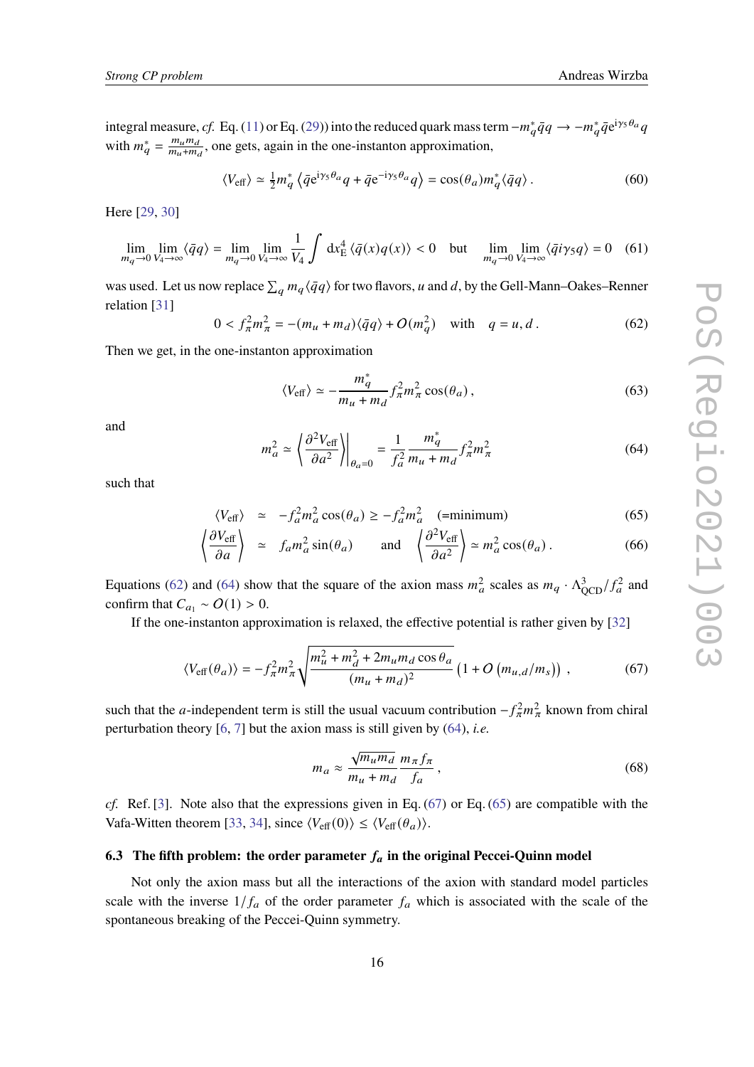integral measure, *cf.* Eq. (11) or Eq. (29)) into the reduced quark mass term $-m_q^* \bar{q}q \to -m_q^* \bar{q} e^{i\gamma_5 \theta_a} q$ with $m_q^* = \frac{m_u m_d}{m_u + m_d}$, one gets, again in the one-instanton approximation,

$$\langle V_{\text{eff}} \rangle \simeq \tfrac{1}{2} m_q^* \left\langle \bar{q} e^{i\gamma_5 \theta_a} q + \bar{q} e^{-i\gamma_5 \theta_a} q \right\rangle = \cos(\theta_a) m_q^* \langle \bar{q} q \rangle \,. \tag{60}$$

Here [29, 30]

$$\lim_{m_q \to 0} \lim_{V_4 \to \infty} \langle \bar{q} q \rangle = \lim_{m_q \to 0} \lim_{V_4 \to \infty} \frac{1}{V_4} \int \mathrm{d}x_{\mathrm{E}}^4 \, \langle \bar{q}(x) q(x) \rangle < 0 \quad \text{but} \quad \lim_{m_q \to 0} \lim_{V_4 \to \infty} \langle \bar{q} i \gamma_5 q \rangle = 0 \tag{61}$$

was used. Let us now replace $\sum_q m_q \langle \bar{q} q \rangle$ for two flavors, $u$ and $d$, by the Gell-Mann–Oakes–Renner relation [31]

$$0 < f_\pi^2 m_\pi^2 = -(m_u + m_d) \langle \bar{q} q \rangle + O(m_q^2) \quad \text{with} \quad q = u, d \,. \tag{62}$$

Then we get, in the one-instanton approximation

$$\langle V_{\text{eff}} \rangle \simeq -\frac{m_q^*}{m_u + m_d} f_\pi^2 m_\pi^2 \cos(\theta_a) \,, \tag{63}$$

and

$$m_a^2 \simeq \left\langle \frac{\partial^2 V_{\text{eff}}}{\partial a^2} \right\rangle \Bigg|_{\theta_a = 0} = \frac{1}{f_a^2} \frac{m_q^*}{m_u + m_d} f_\pi^2 m_\pi^2 \tag{64}$$

such that

$$\langle V_{\text{eff}} \rangle \simeq -f_a^2 m_a^2 \cos(\theta_a) \geq -f_a^2 m_a^2 \quad \text{(=minimum)} \tag{65}$$

$$\left\langle \frac{\partial V_{\text{eff}}}{\partial a} \right\rangle \simeq f_a m_a^2 \sin(\theta_a) \quad \text{and} \quad \left\langle \frac{\partial^2 V_{\text{eff}}}{\partial a^2} \right\rangle \simeq m_a^2 \cos(\theta_a) \,. \tag{66}$$

Equations (62) and (64) show that the square of the axion mass $m_a^2$ scales as $m_q \cdot \Lambda_{\text{QCD}}^3 / f_a^2$ and confirm that $C_{a_1} \sim O(1) > 0$.

If the one-instanton approximation is relaxed, the effective potential is rather given by [32]

$$\langle V_{\text{eff}}(\theta_a) \rangle = -f_\pi^2 m_\pi^2 \sqrt{\frac{m_u^2 + m_d^2 + 2 m_u m_d \cos\theta_a}{(m_u + m_d)^2}} \left(1 + O\left(m_{u,d}/m_s\right)\right) \,, \tag{67}$$

such that the $a$-independent term is still the usual vacuum contribution $-f_\pi^2 m_\pi^2$ known from chiral perturbation theory [6, 7] but the axion mass is still given by (64), *i.e.*

$$m_a \approx \frac{\sqrt{m_u m_d}}{m_u + m_d} \frac{m_\pi f_\pi}{f_a} \,, \tag{68}$$

*cf.* Ref. [3]. Note also that the expressions given in Eq. (67) or Eq. (65) are compatible with the Vafa-Witten theorem [33, 34], since $\langle V_{\text{eff}}(0) \rangle \leq \langle V_{\text{eff}}(\theta_a) \rangle$.

### 6.3 The fifth problem: the order parameter $f_a$ in the original Peccei-Quinn model

Not only the axion mass but all the interactions of the axion with standard model particles scale with the inverse $1/f_a$ of the order parameter $f_a$ which is associated with the scale of the spontaneous breaking of the Peccei-Quinn symmetry.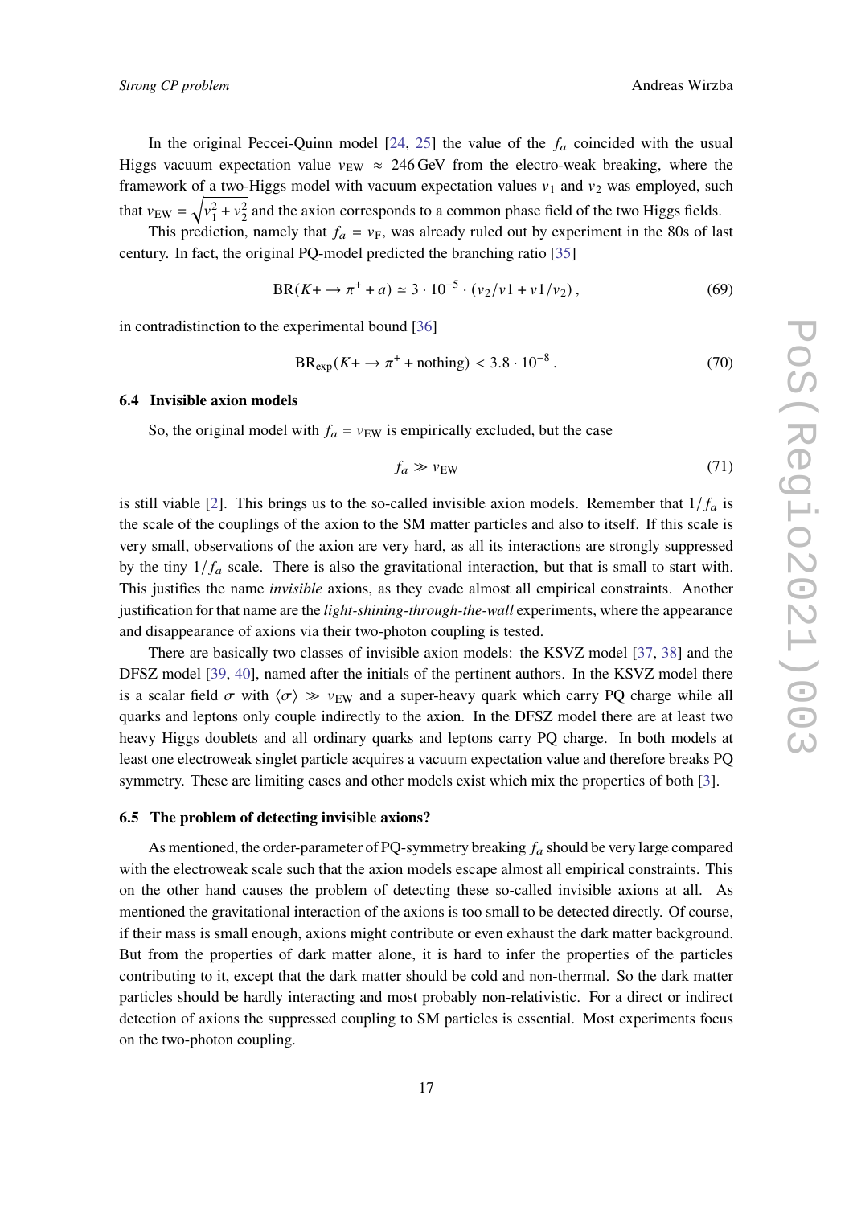In the original Peccei-Quinn model [24, 25] the value of the $f_a$ coincided with the usual Higgs vacuum expectation value $v_{\rm EW} \approx 246\,\text{GeV}$ from the electro-weak breaking, where the framework of a two-Higgs model with vacuum expectation values $v_1$ and $v_2$ was employed, such that $v_{\rm EW} = \sqrt{v_1^2 + v_2^2}$ and the axion corresponds to a common phase field of the two Higgs fields.

This prediction, namely that $f_a = v_{\rm F}$, was already ruled out by experiment in the 80s of last century. In fact, the original PQ-model predicted the branching ratio [35]

$$\text{BR}(K+ \to \pi^+ + a) \simeq 3 \cdot 10^{-5} \cdot (v_2/v1 + v1/v_2)\,, \tag{69}$$

in contradistinction to the experimental bound [36]

$$\text{BR}_{\rm exp}(K+ \to \pi^+ + \text{nothing}) < 3.8 \cdot 10^{-8}\,. \tag{70}$$

### 6.4 Invisible axion models

So, the original model with $f_a = v_{\rm EW}$ is empirically excluded, but the case

$$f_a \gg v_{\rm EW} \tag{71}$$

is still viable [2]. This brings us to the so-called invisible axion models. Remember that $1/f_a$ is the scale of the couplings of the axion to the SM matter particles and also to itself. If this scale is very small, observations of the axion are very hard, as all its interactions are strongly suppressed by the tiny $1/f_a$ scale. There is also the gravitational interaction, but that is small to start with. This justifies the name *invisible* axions, as they evade almost all empirical constraints. Another justification for that name are the *light-shining-through-the-wall* experiments, where the appearance and disappearance of axions via their two-photon coupling is tested.

There are basically two classes of invisible axion models: the KSVZ model [37, 38] and the DFSZ model [39, 40], named after the initials of the pertinent authors. In the KSVZ model there is a scalar field $\sigma$ with $\langle\sigma\rangle \gg v_{\rm EW}$ and a super-heavy quark which carry PQ charge while all quarks and leptons only couple indirectly to the axion. In the DFSZ model there are at least two heavy Higgs doublets and all ordinary quarks and leptons carry PQ charge. In both models at least one electroweak singlet particle acquires a vacuum expectation value and therefore breaks PQ symmetry. These are limiting cases and other models exist which mix the properties of both [3].

### 6.5 The problem of detecting invisible axions?

As mentioned, the order-parameter of PQ-symmetry breaking $f_a$ should be very large compared with the electroweak scale such that the axion models escape almost all empirical constraints. This on the other hand causes the problem of detecting these so-called invisible axions at all. As mentioned the gravitational interaction of the axions is too small to be detected directly. Of course, if their mass is small enough, axions might contribute or even exhaust the dark matter background. But from the properties of dark matter alone, it is hard to infer the properties of the particles contributing to it, except that the dark matter should be cold and non-thermal. So the dark matter particles should be hardly interacting and most probably non-relativistic. For a direct or indirect detection of axions the suppressed coupling to SM particles is essential. Most experiments focus on the two-photon coupling.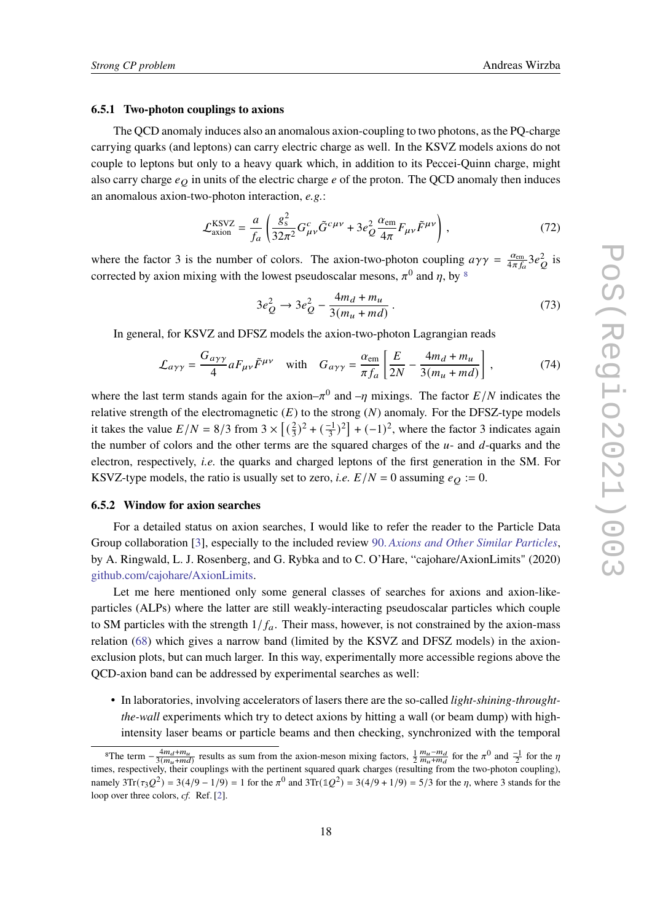### 6.5.1 Two-photon couplings to axions

The QCD anomaly induces also an anomalous axion-coupling to two photons, as the PQ-charge carrying quarks (and leptons) can carry electric charge as well. In the KSVZ models axions do not couple to leptons but only to a heavy quark which, in addition to its Peccei-Quinn charge, might also carry charge $e_Q$ in units of the electric charge $e$ of the proton. The QCD anomaly then induces an anomalous axion-two-photon interaction, *e.g.*:

$$\mathcal{L}_{\text{axion}}^{\text{KSVZ}} = \frac{a}{f_a}\left(\frac{g_s^2}{32\pi^2}G^c_{\mu\nu}\tilde{G}^{c\mu\nu} + 3e_Q^2\frac{\alpha_{\text{em}}}{4\pi}F_{\mu\nu}\tilde{F}^{\mu\nu}\right), \tag{72}$$

where the factor 3 is the number of colors. The axion-two-photon coupling $a\gamma\gamma = \frac{\alpha_{\text{em}}}{4\pi f_a}3e_Q^2$ is corrected by axion mixing with the lowest pseudoscalar mesons, $\pi^0$ and $\eta$, by [8]

$$3e_Q^2 \to 3e_Q^2 - \frac{4m_d + m_u}{3(m_u + md)}. \tag{73}$$

In general, for KSVZ and DFSZ models the axion-two-photon Lagrangian reads

$$\mathcal{L}_{a\gamma\gamma} = \frac{G_{a\gamma\gamma}}{4}aF_{\mu\nu}\tilde{F}^{\mu\nu} \quad \text{with} \quad G_{a\gamma\gamma} = \frac{\alpha_{\text{em}}}{\pi f_a}\left[\frac{E}{2N} - \frac{4m_d + m_u}{3(m_u + md)}\right], \tag{74}$$

where the last term stands again for the axion–$\pi^0$ and –$\eta$ mixings. The factor $E/N$ indicates the relative strength of the electromagnetic ($E$) to the strong ($N$) anomaly. For the DFSZ-type models it takes the value $E/N = 8/3$ from $3 \times \left[(\frac{2}{3})^2 + (\frac{-1}{3})^2\right] + (-1)^2$, where the factor 3 indicates again the number of colors and the other terms are the squared charges of the $u$- and $d$-quarks and the electron, respectively, *i.e.* the quarks and charged leptons of the first generation in the SM. For KSVZ-type models, the ratio is usually set to zero, *i.e.* $E/N = 0$ assuming $e_Q := 0$.

### 6.5.2 Window for axion searches

For a detailed status on axion searches, I would like to refer the reader to the Particle Data Group collaboration [3], especially to the included review 90. *Axions and Other Similar Particles*, by A. Ringwald, L. J. Rosenberg, and G. Rybka and to C. O'Hare, "cajohare/AxionLimits" (2020) github.com/cajohare/AxionLimits.

Let me here mentioned only some general classes of searches for axions and axion-like-particles (ALPs) where the latter are still weakly-interacting pseudoscalar particles which couple to SM particles with the strength $1/f_a$. Their mass, however, is not constrained by the axion-mass relation (68) which gives a narrow band (limited by the KSVZ and DFSZ models) in the axion-exclusion plots, but can much larger. In this way, experimentally more accessible regions above the QCD-axion band can be addressed by experimental searches as well:

- In laboratories, involving accelerators of lasers there are the so-called *light-shining-throught-the-wall* experiments which try to detect axions by hitting a wall (or beam dump) with high-intensity laser beams or particle beams and then checking, synchronized with the temporal

---

[8] The term $-\frac{4m_d+m_u}{3(m_u+md)}$ results as sum from the axion-meson mixing factors, $\frac{1}{2}\frac{m_u-m_d}{m_u+m_d}$ for the $\pi^0$ and $\frac{-1}{2}$ for the $\eta$ times, respectively, their couplings with the pertinent squared quark charges (resulting from the two-photon coupling), namely $3\text{Tr}(\tau_3 Q^2) = 3(4/9 - 1/9) = 1$ for the $\pi^0$ and $3\text{Tr}(\mathbb{1}Q^2) = 3(4/9 + 1/9) = 5/3$ for the $\eta$, where 3 stands for the loop over three colors, *cf.* Ref. [2].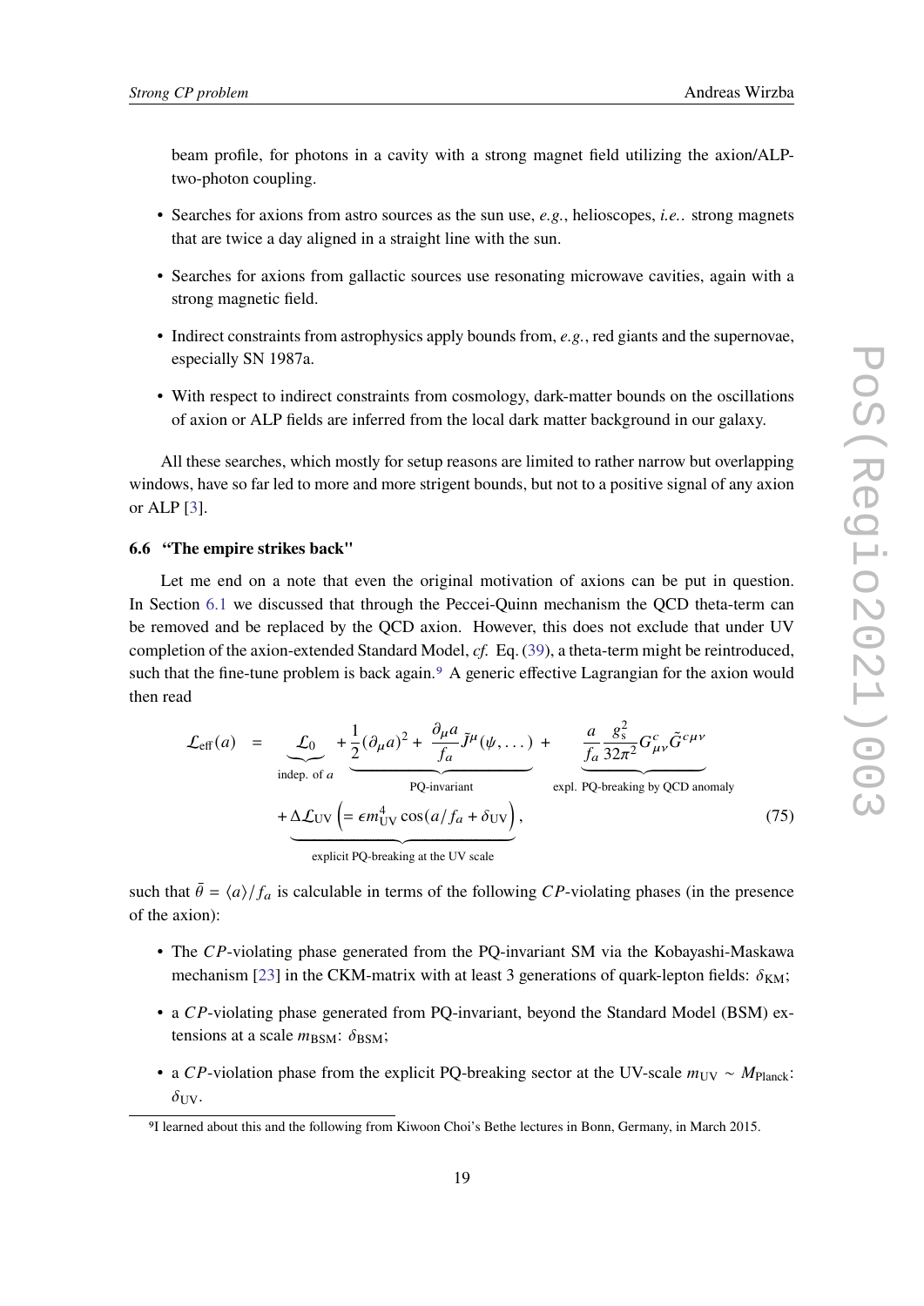beam profile, for photons in a cavity with a strong magnet field utilizing the axion/ALP-two-photon coupling.

- Searches for axions from astro sources as the sun use, *e.g.*, helioscopes, *i.e.*. strong magnets that are twice a day aligned in a straight line with the sun.
- Searches for axions from gallactic sources use resonating microwave cavities, again with a strong magnetic field.
- Indirect constraints from astrophysics apply bounds from, *e.g.*, red giants and the supernovae, especially SN 1987a.
- With respect to indirect constraints from cosmology, dark-matter bounds on the oscillations of axion or ALP fields are inferred from the local dark matter background in our galaxy.

All these searches, which mostly for setup reasons are limited to rather narrow but overlapping windows, have so far led to more and more strigent bounds, but not to a positive signal of any axion or ALP [3].

### 6.6 "The empire strikes back"

Let me end on a note that even the original motivation of axions can be put in question. In Section 6.1 we discussed that through the Peccei-Quinn mechanism the QCD theta-term can be removed and be replaced by the QCD axion. However, this does not exclude that under UV completion of the axion-extended Standard Model, *cf.* Eq. (39), a theta-term might be reintroduced, such that the fine-tune problem is back again.[9] A generic effective Lagrangian for the axion would then read

$$
\begin{aligned}
\mathcal{L}_{\rm eff}(a) \;=\; & \underbrace{\mathcal{L}_0}_{\text{indep. of } a} \underbrace{+\frac{1}{2}(\partial_\mu a)^2 + \frac{\partial_\mu a}{f_a}\tilde{J}^\mu(\psi,\dots)}_{\text{PQ-invariant}} + \underbrace{\frac{a}{f_a}\frac{g_s^2}{32\pi^2}G^c_{\mu\nu}\tilde{G}^{c\mu\nu}}_{\text{expl. PQ-breaking by QCD anomaly}} \\
& \underbrace{+\Delta\mathcal{L}_{\rm UV}\left(=\epsilon m_{\rm UV}^4\cos(a/f_a+\delta_{\rm UV}\right)}_{\text{explicit PQ-breaking at the UV scale}}\,,
\end{aligned}
\tag{75}
$$

such that $\bar{\theta} = \langle a\rangle/f_a$ is calculable in terms of the following $CP$-violating phases (in the presence of the axion):

- The $CP$-violating phase generated from the PQ-invariant SM via the Kobayashi-Maskawa mechanism [23] in the CKM-matrix with at least 3 generations of quark-lepton fields: $\delta_{\rm KM}$;
- a $CP$-violating phase generated from PQ-invariant, beyond the Standard Model (BSM) extensions at a scale $m_{\rm BSM}$: $\delta_{\rm BSM}$;
- a $CP$-violation phase from the explicit PQ-breaking sector at the UV-scale $m_{\rm UV} \sim M_{\rm Planck}$: $\delta_{\rm UV}$.

[9] I learned about this and the following from Kiwoon Choi's Bethe lectures in Bonn, Germany, in March 2015.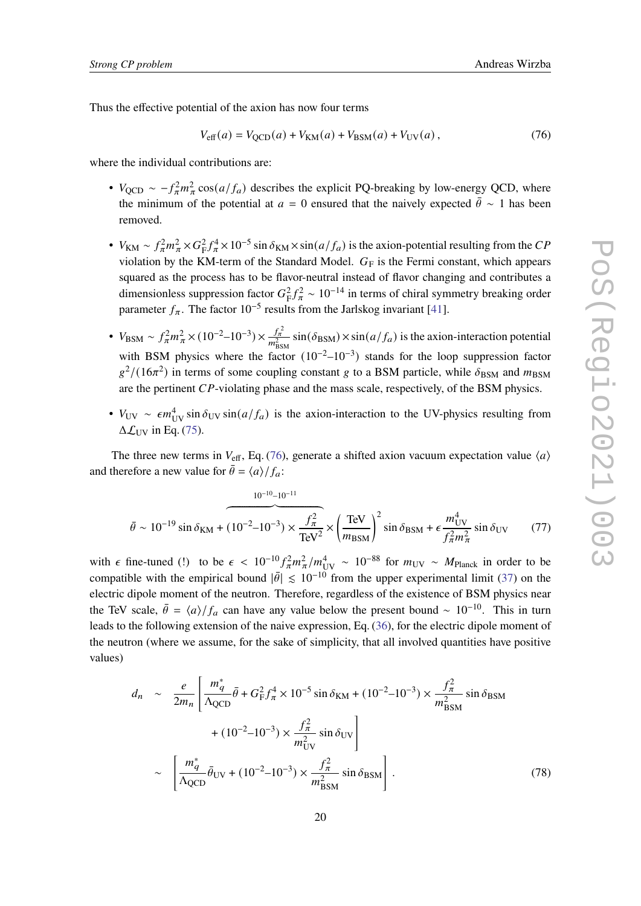Thus the effective potential of the axion has now four terms

$$V_{\rm eff}(a) = V_{\rm QCD}(a) + V_{\rm KM}(a) + V_{\rm BSM}(a) + V_{\rm UV}(a)\,, \tag{76}$$

where the individual contributions are:

- $V_{\rm QCD} \sim -f_\pi^2 m_\pi^2 \cos(a/f_a)$ describes the explicit PQ-breaking by low-energy QCD, where the minimum of the potential at $a = 0$ ensured that the naively expected $\bar\theta \sim 1$ has been removed.
- $V_{\rm KM} \sim f_\pi^2 m_\pi^2 \times G_{\rm F}^2 f_\pi^4 \times 10^{-5} \sin\delta_{\rm KM} \times \sin(a/f_a)$ is the axion-potential resulting from the $CP$ violation by the KM-term of the Standard Model. $G_{\rm F}$ is the Fermi constant, which appears squared as the process has to be flavor-neutral instead of flavor changing and contributes a dimensionless suppression factor $G_{\rm F}^2 f_\pi^2 \sim 10^{-14}$ in terms of chiral symmetry breaking order parameter $f_\pi$. The factor $10^{-5}$ results from the Jarlskog invariant [41].
- $V_{\rm BSM} \sim f_\pi^2 m_\pi^2 \times (10^{-2}\text{–}10^{-3}) \times \frac{f_\pi^2}{m_{\rm BSM}^2} \sin(\delta_{\rm BSM}) \times \sin(a/f_a)$ is the axion-interaction potential with BSM physics where the factor $(10^{-2}\text{–}10^{-3})$ stands for the loop suppression factor $g^2/(16\pi^2)$ in terms of some coupling constant $g$ to a BSM particle, while $\delta_{\rm BSM}$ and $m_{\rm BSM}$ are the pertinent $CP$-violating phase and the mass scale, respectively, of the BSM physics.
- $V_{\rm UV} \sim \epsilon m_{\rm UV}^4 \sin\delta_{\rm UV} \sin(a/f_a)$ is the axion-interaction to the UV-physics resulting from $\Delta\mathcal{L}_{\rm UV}$ in Eq. (75).

The three new terms in $V_{\rm eff}$, Eq. (76), generate a shifted axion vacuum expectation value $\langle a\rangle$ and therefore a new value for $\bar\theta = \langle a\rangle/f_a$:

$$\bar\theta \sim 10^{-19}\sin\delta_{\rm KM} + \overbrace{(10^{-2}\text{–}10^{-3}) \times \frac{f_\pi^2}{\rm TeV^2}}^{10^{-10}\text{–}10^{-11}} \times \left(\frac{\rm TeV}{m_{\rm BSM}}\right)^2 \sin\delta_{\rm BSM} + \epsilon\frac{m_{\rm UV}^4}{f_\pi^2 m_\pi^2}\sin\delta_{\rm UV} \tag{77}$$

with $\epsilon$ fine-tuned (!) to be $\epsilon < 10^{-10} f_\pi^2 m_\pi^2/m_{\rm UV}^4 \sim 10^{-88}$ for $m_{\rm UV} \sim M_{\rm Planck}$ in order to be compatible with the empirical bound $|\bar\theta| \lesssim 10^{-10}$ from the upper experimental limit (37) on the electric dipole moment of the neutron. Therefore, regardless of the existence of BSM physics near the TeV scale, $\bar\theta = \langle a\rangle/f_a$ can have any value below the present bound $\sim 10^{-10}$. This in turn leads to the following extension of the naive expression, Eq. (36), for the electric dipole moment of the neutron (where we assume, for the sake of simplicity, that all involved quantities have positive values)

$$\begin{aligned} d_n \;&\sim\; \frac{e}{2m_n}\left[\frac{m_q^*}{\Lambda_{\rm QCD}}\bar\theta + G_{\rm F}^2 f_\pi^4 \times 10^{-5}\sin\delta_{\rm KM} + (10^{-2}\text{–}10^{-3}) \times \frac{f_\pi^2}{m_{\rm BSM}^2}\sin\delta_{\rm BSM}\right.\\ &\qquad\qquad \left. + (10^{-2}\text{–}10^{-3}) \times \frac{f_\pi^2}{m_{\rm UV}^2}\sin\delta_{\rm UV}\right]\\ &\sim\; \left[\frac{m_q^*}{\Lambda_{\rm QCD}}\bar\theta_{\rm UV} + (10^{-2}\text{–}10^{-3}) \times \frac{f_\pi^2}{m_{\rm BSM}^2}\sin\delta_{\rm BSM}\right]. \end{aligned} \tag{78}$$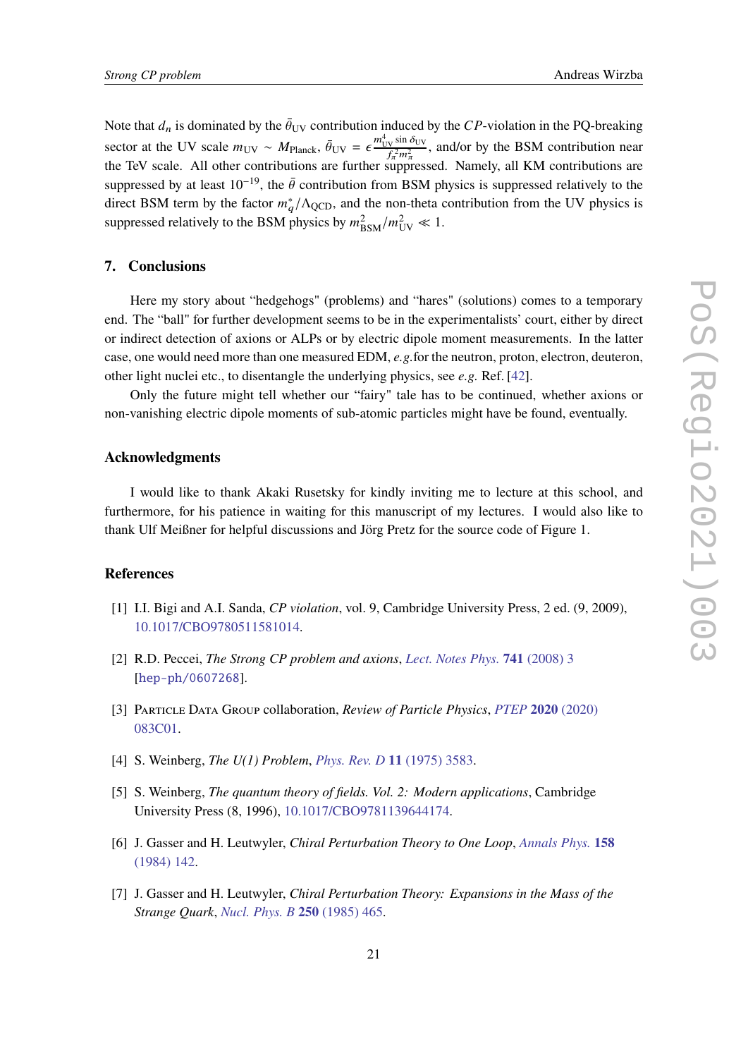Note that $d_n$ is dominated by the $\bar\theta_{\rm UV}$ contribution induced by the $CP$-violation in the PQ-breaking sector at the UV scale $m_{\rm UV} \sim M_{\rm Planck}$, $\bar\theta_{\rm UV} = \epsilon \frac{m_{\rm UV}^4 \sin\delta_{\rm UV}}{f_\pi^2 m_\pi^2}$, and/or by the BSM contribution near the TeV scale. All other contributions are further suppressed. Namely, all KM contributions are suppressed by at least $10^{-19}$, the $\bar\theta$ contribution from BSM physics is suppressed relatively to the direct BSM term by the factor $m_q^*/\Lambda_{\rm QCD}$, and the non-theta contribution from the UV physics is suppressed relatively to the BSM physics by $m_{\rm BSM}^2/m_{\rm UV}^2 \ll 1$.

## 7. Conclusions

Here my story about "hedgehogs" (problems) and "hares" (solutions) comes to a temporary end. The "ball" for further development seems to be in the experimentalists' court, either by direct or indirect detection of axions or ALPs or by electric dipole moment measurements. In the latter case, one would need more than one measured EDM, *e.g.*for the neutron, proton, electron, deuteron, other light nuclei etc., to disentangle the underlying physics, see *e.g.* Ref. [42].

Only the future might tell whether our "fairy" tale has to be continued, whether axions or non-vanishing electric dipole moments of sub-atomic particles might have be found, eventually.

## Acknowledgments

I would like to thank Akaki Rusetsky for kindly inviting me to lecture at this school, and furthermore, for his patience in waiting for this manuscript of my lectures. I would also like to thank Ulf Meißner for helpful discussions and Jörg Pretz for the source code of Figure 1.

## References

[1] I.I. Bigi and A.I. Sanda, *CP violation*, vol. 9, Cambridge University Press, 2 ed. (9, 2009), 10.1017/CBO9780511581014.

[2] R.D. Peccei, *The Strong CP problem and axions*, *Lect. Notes Phys.* **741** (2008) 3 [hep-ph/0607268].

[3] Particle Data Group collaboration, *Review of Particle Physics*, *PTEP* **2020** (2020) 083C01.

[4] S. Weinberg, *The U(1) Problem*, *Phys. Rev. D* **11** (1975) 3583.

[5] S. Weinberg, *The quantum theory of fields. Vol. 2: Modern applications*, Cambridge University Press (8, 1996), 10.1017/CBO9781139644174.

[6] J. Gasser and H. Leutwyler, *Chiral Perturbation Theory to One Loop*, *Annals Phys.* **158** (1984) 142.

[7] J. Gasser and H. Leutwyler, *Chiral Perturbation Theory: Expansions in the Mass of the Strange Quark*, *Nucl. Phys. B* **250** (1985) 465.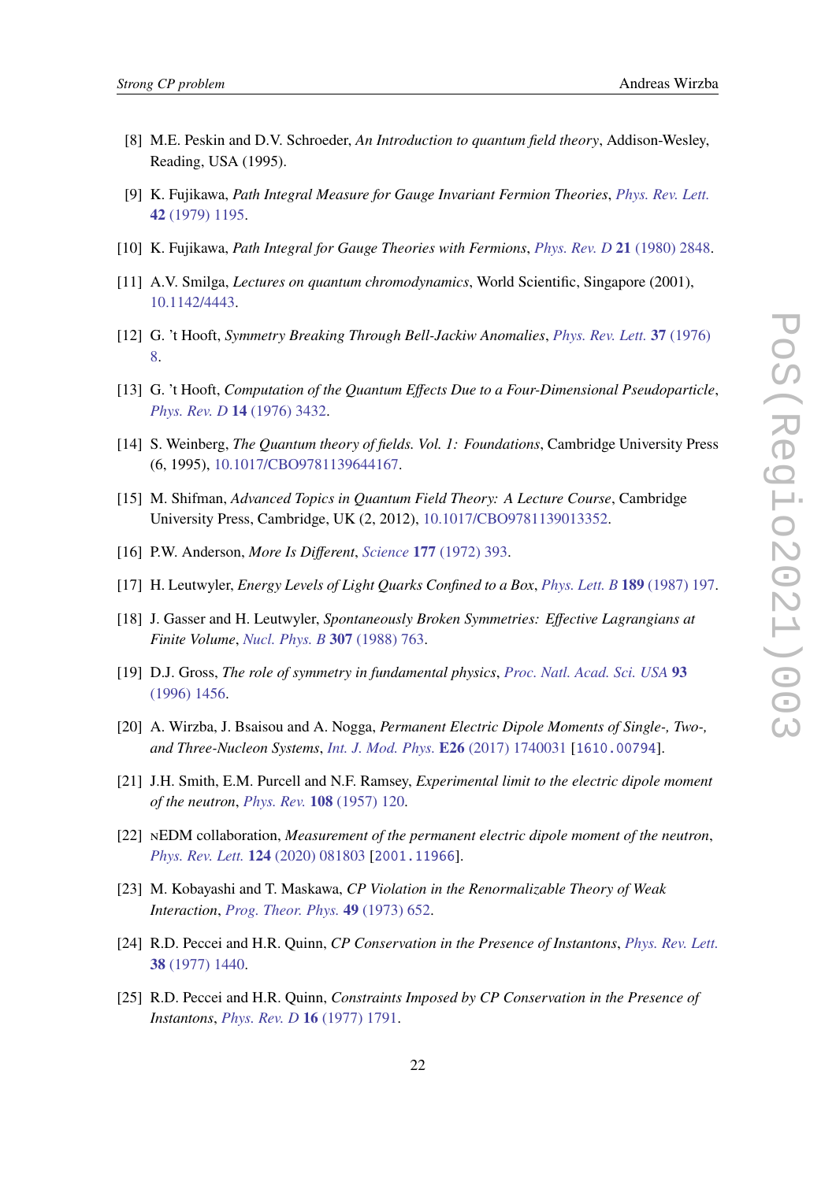[8] M.E. Peskin and D.V. Schroeder, *An Introduction to quantum field theory*, Addison-Wesley, Reading, USA (1995).

[9] K. Fujikawa, *Path Integral Measure for Gauge Invariant Fermion Theories*, Phys. Rev. Lett. **42** (1979) 1195.

[10] K. Fujikawa, *Path Integral for Gauge Theories with Fermions*, Phys. Rev. D **21** (1980) 2848.

[11] A.V. Smilga, *Lectures on quantum chromodynamics*, World Scientific, Singapore (2001), 10.1142/4443.

[12] G. 't Hooft, *Symmetry Breaking Through Bell-Jackiw Anomalies*, Phys. Rev. Lett. **37** (1976) 8.

[13] G. 't Hooft, *Computation of the Quantum Effects Due to a Four-Dimensional Pseudoparticle*, Phys. Rev. D **14** (1976) 3432.

[14] S. Weinberg, *The Quantum theory of fields. Vol. 1: Foundations*, Cambridge University Press (6, 1995), 10.1017/CBO9781139644167.

[15] M. Shifman, *Advanced Topics in Quantum Field Theory: A Lecture Course*, Cambridge University Press, Cambridge, UK (2, 2012), 10.1017/CBO9781139013352.

[16] P.W. Anderson, *More Is Different*, Science **177** (1972) 393.

[17] H. Leutwyler, *Energy Levels of Light Quarks Confined to a Box*, Phys. Lett. B **189** (1987) 197.

[18] J. Gasser and H. Leutwyler, *Spontaneously Broken Symmetries: Effective Lagrangians at Finite Volume*, Nucl. Phys. B **307** (1988) 763.

[19] D.J. Gross, *The role of symmetry in fundamental physics*, Proc. Natl. Acad. Sci. USA **93** (1996) 1456.

[20] A. Wirzba, J. Bsaisou and A. Nogga, *Permanent Electric Dipole Moments of Single-, Two-, and Three-Nucleon Systems*, Int. J. Mod. Phys. **E26** (2017) 1740031 [1610.00794].

[21] J.H. Smith, E.M. Purcell and N.F. Ramsey, *Experimental limit to the electric dipole moment of the neutron*, Phys. Rev. **108** (1957) 120.

[22] nEDM collaboration, *Measurement of the permanent electric dipole moment of the neutron*, Phys. Rev. Lett. **124** (2020) 081803 [2001.11966].

[23] M. Kobayashi and T. Maskawa, *CP Violation in the Renormalizable Theory of Weak Interaction*, Prog. Theor. Phys. **49** (1973) 652.

[24] R.D. Peccei and H.R. Quinn, *CP Conservation in the Presence of Instantons*, Phys. Rev. Lett. **38** (1977) 1440.

[25] R.D. Peccei and H.R. Quinn, *Constraints Imposed by CP Conservation in the Presence of Instantons*, Phys. Rev. D **16** (1977) 1791.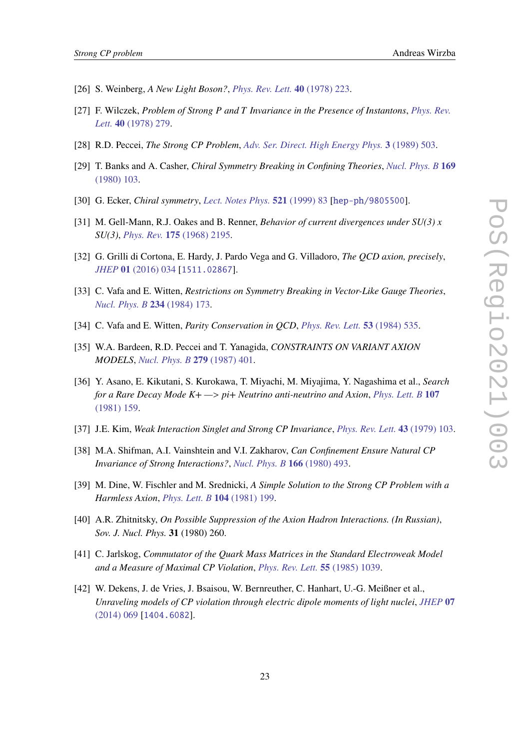[26] S. Weinberg, *A New Light Boson?*, *Phys. Rev. Lett.* **40** (1978) 223.

[27] F. Wilczek, *Problem of Strong P and T Invariance in the Presence of Instantons*, *Phys. Rev. Lett.* **40** (1978) 279.

[28] R.D. Peccei, *The Strong CP Problem*, *Adv. Ser. Direct. High Energy Phys.* **3** (1989) 503.

[29] T. Banks and A. Casher, *Chiral Symmetry Breaking in Confining Theories*, *Nucl. Phys. B* **169** (1980) 103.

[30] G. Ecker, *Chiral symmetry*, *Lect. Notes Phys.* **521** (1999) 83 [hep-ph/9805500].

[31] M. Gell-Mann, R.J. Oakes and B. Renner, *Behavior of current divergences under SU(3) x SU(3)*, *Phys. Rev.* **175** (1968) 2195.

[32] G. Grilli di Cortona, E. Hardy, J. Pardo Vega and G. Villadoro, *The QCD axion, precisely*, *JHEP* **01** (2016) 034 [1511.02867].

[33] C. Vafa and E. Witten, *Restrictions on Symmetry Breaking in Vector-Like Gauge Theories*, *Nucl. Phys. B* **234** (1984) 173.

[34] C. Vafa and E. Witten, *Parity Conservation in QCD*, *Phys. Rev. Lett.* **53** (1984) 535.

[35] W.A. Bardeen, R.D. Peccei and T. Yanagida, *CONSTRAINTS ON VARIANT AXION MODELS*, *Nucl. Phys. B* **279** (1987) 401.

[36] Y. Asano, E. Kikutani, S. Kurokawa, T. Miyachi, M. Miyajima, Y. Nagashima et al., *Search for a Rare Decay Mode K+ —> pi+ Neutrino anti-neutrino and Axion*, *Phys. Lett. B* **107** (1981) 159.

[37] J.E. Kim, *Weak Interaction Singlet and Strong CP Invariance*, *Phys. Rev. Lett.* **43** (1979) 103.

[38] M.A. Shifman, A.I. Vainshtein and V.I. Zakharov, *Can Confinement Ensure Natural CP Invariance of Strong Interactions?*, *Nucl. Phys. B* **166** (1980) 493.

[39] M. Dine, W. Fischler and M. Srednicki, *A Simple Solution to the Strong CP Problem with a Harmless Axion*, *Phys. Lett. B* **104** (1981) 199.

[40] A.R. Zhitnitsky, *On Possible Suppression of the Axion Hadron Interactions. (In Russian)*, *Sov. J. Nucl. Phys.* **31** (1980) 260.

[41] C. Jarlskog, *Commutator of the Quark Mass Matrices in the Standard Electroweak Model and a Measure of Maximal CP Violation*, *Phys. Rev. Lett.* **55** (1985) 1039.

[42] W. Dekens, J. de Vries, J. Bsaisou, W. Bernreuther, C. Hanhart, U.-G. Meißner et al., *Unraveling models of CP violation through electric dipole moments of light nuclei*, *JHEP* **07** (2014) 069 [1404.6082].